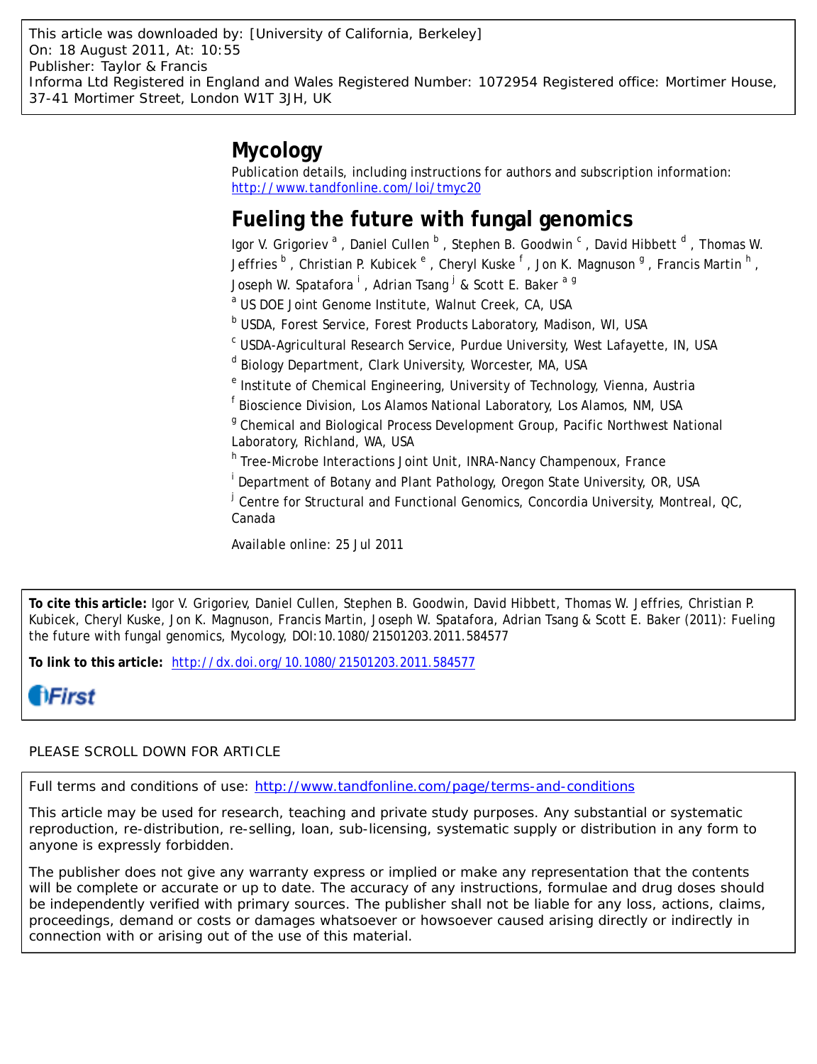This article was downloaded by: [University of California, Berkeley]
On: 18 August 2011, At: 10:55
Publisher: Taylor & Francis
Informa Ltd Registered in England and Wales Registered Number: 1072954 Registered office: Mortimer House, 37-41 Mortimer Street, London W1T 3JH, UK

# Mycology

Publication details, including instructions for authors and subscription information:
http://www.tandfonline.com/loi/tmyc20

# Fueling the future with fungal genomics

Igor V. Grigoriev [a], Daniel Cullen [b], Stephen B. Goodwin [c], David Hibbett [d], Thomas W. Jeffries [b], Christian P. Kubicek [e], Cheryl Kuske [f], Jon K. Magnuson [g], Francis Martin [h], Joseph W. Spatafora [i], Adrian Tsang [j] & Scott E. Baker [a g]

[a] US DOE Joint Genome Institute, Walnut Creek, CA, USA

[b] USDA, Forest Service, Forest Products Laboratory, Madison, WI, USA

[c] USDA-Agricultural Research Service, Purdue University, West Lafayette, IN, USA

[d] Biology Department, Clark University, Worcester, MA, USA

[e] Institute of Chemical Engineering, University of Technology, Vienna, Austria

[f] Bioscience Division, Los Alamos National Laboratory, Los Alamos, NM, USA

[g] Chemical and Biological Process Development Group, Pacific Northwest National Laboratory, Richland, WA, USA

[h] Tree-Microbe Interactions Joint Unit, INRA-Nancy Champenoux, France

[i] Department of Botany and Plant Pathology, Oregon State University, OR, USA

[j] Centre for Structural and Functional Genomics, Concordia University, Montreal, QC, Canada

Available online: 25 Jul 2011

**To cite this article:** Igor V. Grigoriev, Daniel Cullen, Stephen B. Goodwin, David Hibbett, Thomas W. Jeffries, Christian P. Kubicek, Cheryl Kuske, Jon K. Magnuson, Francis Martin, Joseph W. Spatafora, Adrian Tsang & Scott E. Baker (2011): Fueling the future with fungal genomics, Mycology, DOI:10.1080/21501203.2011.584577

**To link to this article:** http://dx.doi.org/10.1080/21501203.2011.584577

iFirst

PLEASE SCROLL DOWN FOR ARTICLE

Full terms and conditions of use: http://www.tandfonline.com/page/terms-and-conditions

This article may be used for research, teaching and private study purposes. Any substantial or systematic reproduction, re-distribution, re-selling, loan, sub-licensing, systematic supply or distribution in any form to anyone is expressly forbidden.

The publisher does not give any warranty express or implied or make any representation that the contents will be complete or accurate or up to date. The accuracy of any instructions, formulae and drug doses should be independently verified with primary sources. The publisher shall not be liable for any loss, actions, claims, proceedings, demand or costs or damages whatsoever or howsoever caused arising directly or indirectly in connection with or arising out of the use of this material.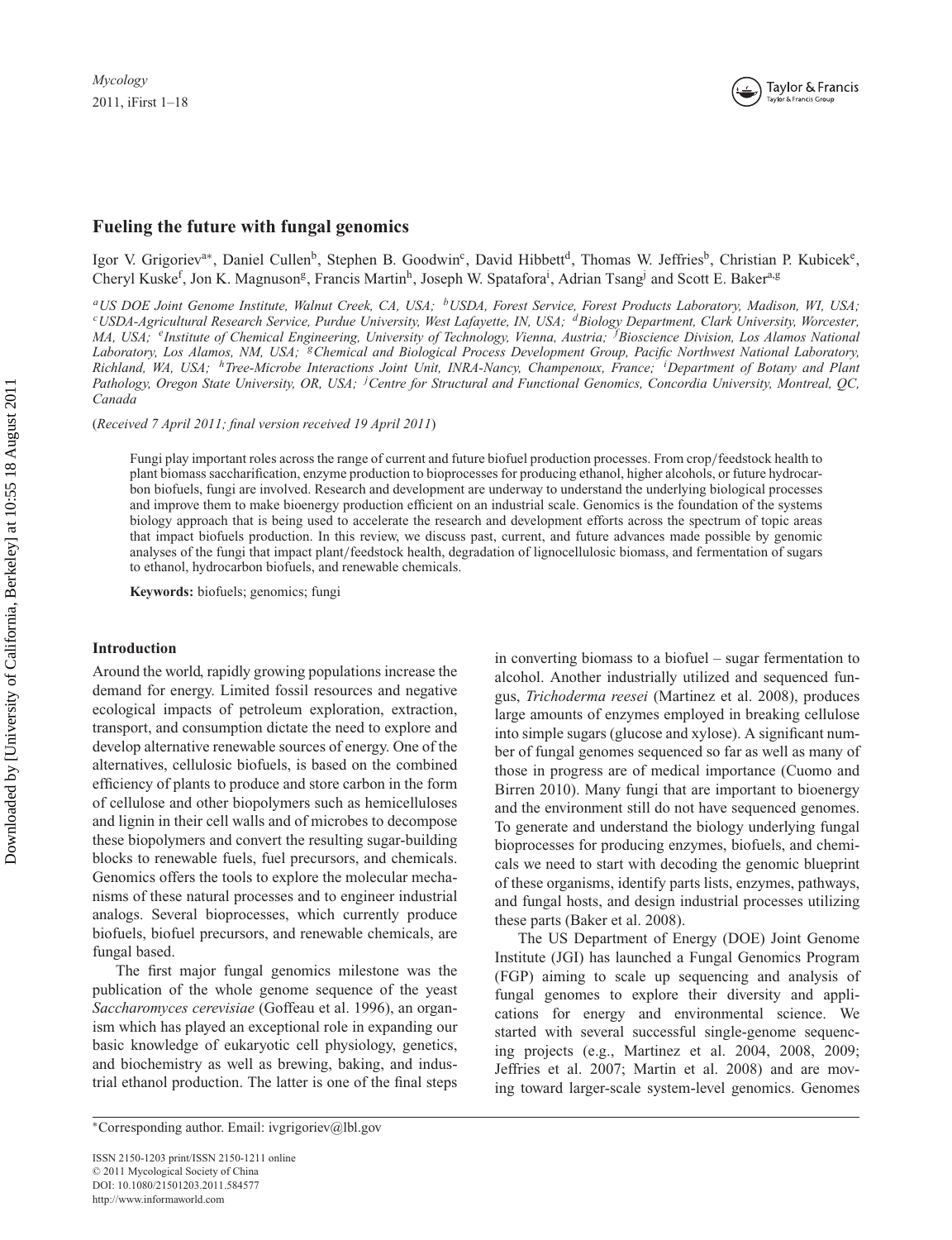# Fueling the future with fungal genomics

Igor V. Grigoriev[a]*, Daniel Cullen[b], Stephen B. Goodwin[c], David Hibbett[d], Thomas W. Jeffries[b], Christian P. Kubicek[e], Cheryl Kuske[f], Jon K. Magnuson[g], Francis Martin[h], Joseph W. Spatafora[i], Adrian Tsang[j] and Scott E. Baker[a,g]

[a]*US DOE Joint Genome Institute, Walnut Creek, CA, USA;* [b]*USDA, Forest Service, Forest Products Laboratory, Madison, WI, USA;* [c]*USDA-Agricultural Research Service, Purdue University, West Lafayette, IN, USA;* [d]*Biology Department, Clark University, Worcester, MA, USA;* [e]*Institute of Chemical Engineering, University of Technology, Vienna, Austria;* [f]*Bioscience Division, Los Alamos National Laboratory, Los Alamos, NM, USA;* [g]*Chemical and Biological Process Development Group, Pacific Northwest National Laboratory, Richland, WA, USA;* [h]*Tree-Microbe Interactions Joint Unit, INRA-Nancy, Champenoux, France;* [i]*Department of Botany and Plant Pathology, Oregon State University, OR, USA;* [j]*Centre for Structural and Functional Genomics, Concordia University, Montreal, QC, Canada*

(*Received 7 April 2011; final version received 19 April 2011*)

Fungi play important roles across the range of current and future biofuel production processes. From crop/feedstock health to plant biomass saccharification, enzyme production to bioprocesses for producing ethanol, higher alcohols, or future hydrocarbon biofuels, fungi are involved. Research and development are underway to understand the underlying biological processes and improve them to make bioenergy production efficient on an industrial scale. Genomics is the foundation of the systems biology approach that is being used to accelerate the research and development efforts across the spectrum of topic areas that impact biofuels production. In this review, we discuss past, current, and future advances made possible by genomic analyses of the fungi that impact plant/feedstock health, degradation of lignocellulosic biomass, and fermentation of sugars to ethanol, hydrocarbon biofuels, and renewable chemicals.

**Keywords:** biofuels; genomics; fungi

## Introduction

Around the world, rapidly growing populations increase the demand for energy. Limited fossil resources and negative ecological impacts of petroleum exploration, extraction, transport, and consumption dictate the need to explore and develop alternative renewable sources of energy. One of the alternatives, cellulosic biofuels, is based on the combined efficiency of plants to produce and store carbon in the form of cellulose and other biopolymers such as hemicelluloses and lignin in their cell walls and of microbes to decompose these biopolymers and convert the resulting sugar-building blocks to renewable fuels, fuel precursors, and chemicals. Genomics offers the tools to explore the molecular mechanisms of these natural processes and to engineer industrial analogs. Several bioprocesses, which currently produce biofuels, biofuel precursors, and renewable chemicals, are fungal based.

The first major fungal genomics milestone was the publication of the whole genome sequence of the yeast *Saccharomyces cerevisiae* (Goffeau et al. 1996), an organism which has played an exceptional role in expanding our basic knowledge of eukaryotic cell physiology, genetics, and biochemistry as well as brewing, baking, and industrial ethanol production. The latter is one of the final steps in converting biomass to a biofuel – sugar fermentation to alcohol. Another industrially utilized and sequenced fungus, *Trichoderma reesei* (Martinez et al. 2008), produces large amounts of enzymes employed in breaking cellulose into simple sugars (glucose and xylose). A significant number of fungal genomes sequenced so far as well as many of those in progress are of medical importance (Cuomo and Birren 2010). Many fungi that are important to bioenergy and the environment still do not have sequenced genomes. To generate and understand the biology underlying fungal bioprocesses for producing enzymes, biofuels, and chemicals we need to start with decoding the genomic blueprint of these organisms, identify parts lists, enzymes, pathways, and fungal hosts, and design industrial processes utilizing these parts (Baker et al. 2008).

The US Department of Energy (DOE) Joint Genome Institute (JGI) has launched a Fungal Genomics Program (FGP) aiming to scale up sequencing and analysis of fungal genomes to explore their diversity and applications for energy and environmental science. We started with several successful single-genome sequencing projects (e.g., Martinez et al. 2004, 2008, 2009; Jeffries et al. 2007; Martin et al. 2008) and are moving toward larger-scale system-level genomics. Genomes

*Corresponding author. Email: ivgrigoriev@lbl.gov

ISSN 2150-1203 print/ISSN 2150-1211 online
© 2011 Mycological Society of China
DOI: 10.1080/21501203.2011.584577
http://www.informaworld.com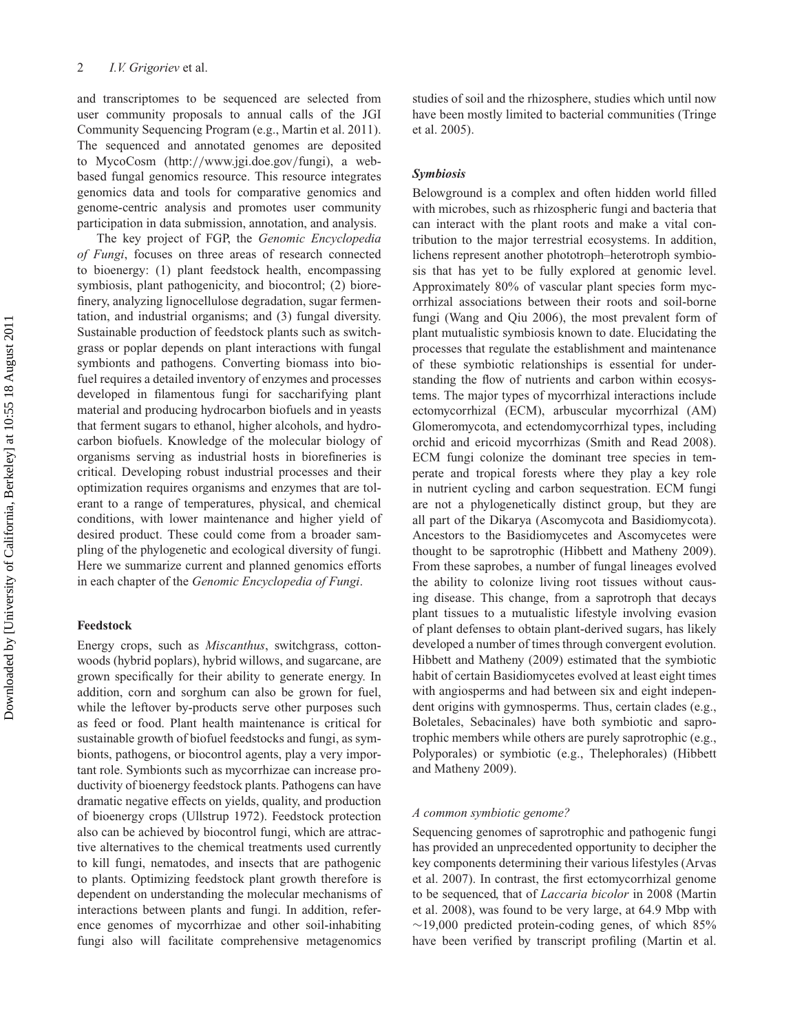and transcriptomes to be sequenced are selected from user community proposals to annual calls of the JGI Community Sequencing Program (e.g., Martin et al. 2011). The sequenced and annotated genomes are deposited to MycoCosm (http://www.jgi.doe.gov/fungi), a web-based fungal genomics resource. This resource integrates genomics data and tools for comparative genomics and genome-centric analysis and promotes user community participation in data submission, annotation, and analysis.

The key project of FGP, the *Genomic Encyclopedia of Fungi*, focuses on three areas of research connected to bioenergy: (1) plant feedstock health, encompassing symbiosis, plant pathogenicity, and biocontrol; (2) biorefinery, analyzing lignocellulose degradation, sugar fermentation, and industrial organisms; and (3) fungal diversity. Sustainable production of feedstock plants such as switchgrass or poplar depends on plant interactions with fungal symbionts and pathogens. Converting biomass into biofuel requires a detailed inventory of enzymes and processes developed in filamentous fungi for saccharifying plant material and producing hydrocarbon biofuels and in yeasts that ferment sugars to ethanol, higher alcohols, and hydrocarbon biofuels. Knowledge of the molecular biology of organisms serving as industrial hosts in biorefineries is critical. Developing robust industrial processes and their optimization requires organisms and enzymes that are tolerant to a range of temperatures, physical, and chemical conditions, with lower maintenance and higher yield of desired product. These could come from a broader sampling of the phylogenetic and ecological diversity of fungi. Here we summarize current and planned genomics efforts in each chapter of the *Genomic Encyclopedia of Fungi*.

## Feedstock

Energy crops, such as *Miscanthus*, switchgrass, cottonwoods (hybrid poplars), hybrid willows, and sugarcane, are grown specifically for their ability to generate energy. In addition, corn and sorghum can also be grown for fuel, while the leftover by-products serve other purposes such as feed or food. Plant health maintenance is critical for sustainable growth of biofuel feedstocks and fungi, as symbionts, pathogens, or biocontrol agents, play a very important role. Symbionts such as mycorrhizae can increase productivity of bioenergy feedstock plants. Pathogens can have dramatic negative effects on yields, quality, and production of bioenergy crops (Ullstrup 1972). Feedstock protection also can be achieved by biocontrol fungi, which are attractive alternatives to the chemical treatments used currently to kill fungi, nematodes, and insects that are pathogenic to plants. Optimizing feedstock plant growth therefore is dependent on understanding the molecular mechanisms of interactions between plants and fungi. In addition, reference genomes of mycorrhizae and other soil-inhabiting fungi also will facilitate comprehensive metagenomics studies of soil and the rhizosphere, studies which until now have been mostly limited to bacterial communities (Tringe et al. 2005).

### *Symbiosis*

Belowground is a complex and often hidden world filled with microbes, such as rhizospheric fungi and bacteria that can interact with the plant roots and make a vital contribution to the major terrestrial ecosystems. In addition, lichens represent another phototroph–heterotroph symbiosis that has yet to be fully explored at genomic level. Approximately 80% of vascular plant species form mycorrhizal associations between their roots and soil-borne fungi (Wang and Qiu 2006), the most prevalent form of plant mutualistic symbiosis known to date. Elucidating the processes that regulate the establishment and maintenance of these symbiotic relationships is essential for understanding the flow of nutrients and carbon within ecosystems. The major types of mycorrhizal interactions include ectomycorrhizal (ECM), arbuscular mycorrhizal (AM) Glomeromycota, and ectendomycorrhizal types, including orchid and ericoid mycorrhizas (Smith and Read 2008). ECM fungi colonize the dominant tree species in temperate and tropical forests where they play a key role in nutrient cycling and carbon sequestration. ECM fungi are not a phylogenetically distinct group, but they are all part of the Dikarya (Ascomycota and Basidiomycota). Ancestors to the Basidiomycetes and Ascomycetes were thought to be saprotrophic (Hibbett and Matheny 2009). From these saprobes, a number of fungal lineages evolved the ability to colonize living root tissues without causing disease. This change, from a saprotroph that decays plant tissues to a mutualistic lifestyle involving evasion of plant defenses to obtain plant-derived sugars, has likely developed a number of times through convergent evolution. Hibbett and Matheny (2009) estimated that the symbiotic habit of certain Basidiomycetes evolved at least eight times with angiosperms and had between six and eight independent origins with gymnosperms. Thus, certain clades (e.g., Boletales, Sebacinales) have both symbiotic and saprotrophic members while others are purely saprotrophic (e.g., Polyporales) or symbiotic (e.g., Thelephorales) (Hibbett and Matheny 2009).

#### *A common symbiotic genome?*

Sequencing genomes of saprotrophic and pathogenic fungi has provided an unprecedented opportunity to decipher the key components determining their various lifestyles (Arvas et al. 2007). In contrast, the first ectomycorrhizal genome to be sequenced, that of *Laccaria bicolor* in 2008 (Martin et al. 2008), was found to be very large, at 64.9 Mbp with ~19,000 predicted protein-coding genes, of which 85% have been verified by transcript profiling (Martin et al.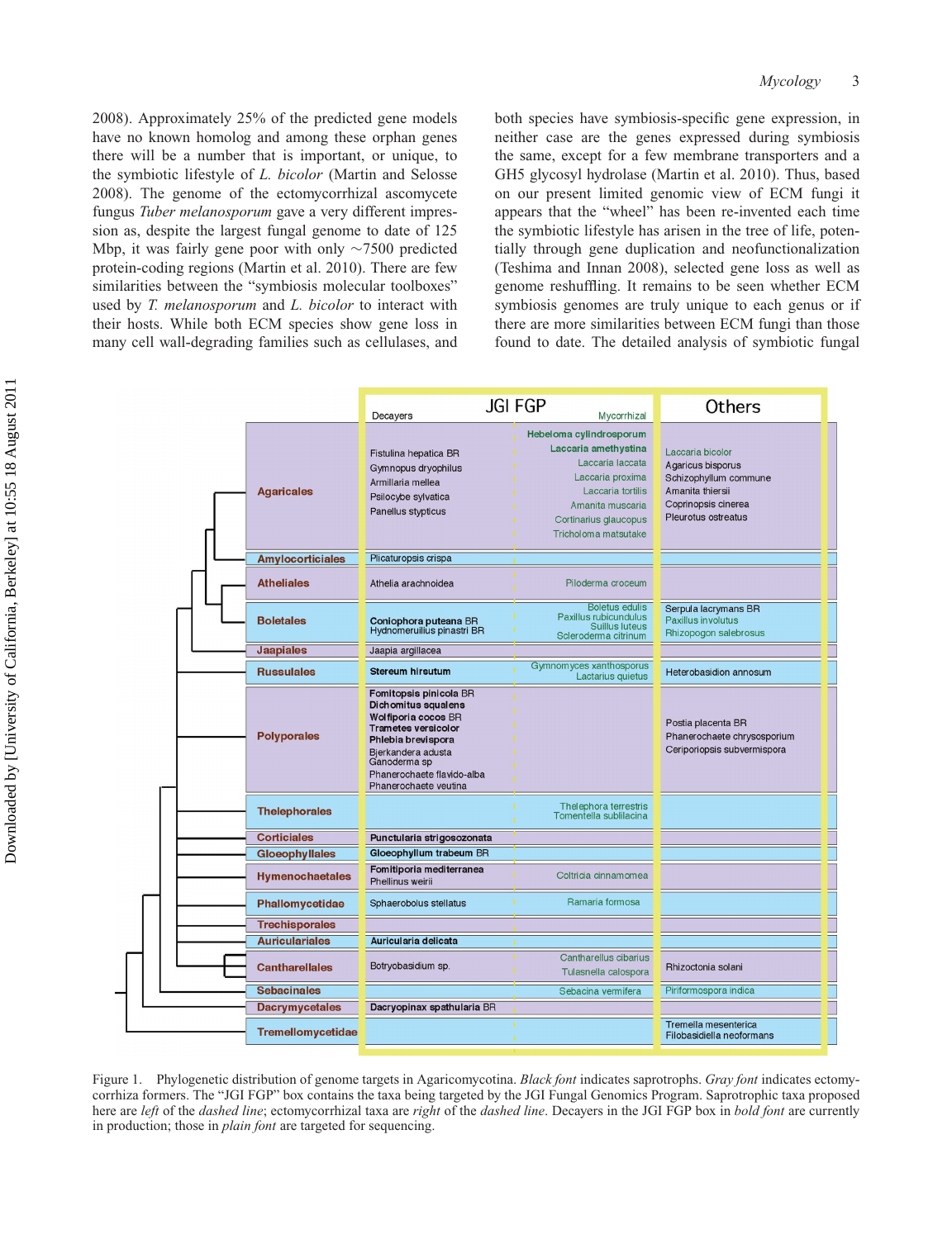2008). Approximately 25% of the predicted gene models have no known homolog and among these orphan genes there will be a number that is important, or unique, to the symbiotic lifestyle of *L. bicolor* (Martin and Selosse 2008). The genome of the ectomycorrhizal ascomycete fungus *Tuber melanosporum* gave a very different impression as, despite the largest fungal genome to date of 125 Mbp, it was fairly gene poor with only ~7500 predicted protein-coding regions (Martin et al. 2010). There are few similarities between the "symbiosis molecular toolboxes" used by *T. melanosporum* and *L. bicolor* to interact with their hosts. While both ECM species show gene loss in many cell wall-degrading families such as cellulases, and both species have symbiosis-specific gene expression, in neither case are the genes expressed during symbiosis the same, except for a few membrane transporters and a GH5 glycosyl hydrolase (Martin et al. 2010). Thus, based on our present limited genomic view of ECM fungi it appears that the "wheel" has been re-invented each time the symbiotic lifestyle has arisen in the tree of life, potentially through gene duplication and neofunctionalization (Teshima and Innan 2008), selected gene loss as well as genome reshuffling. It remains to be seen whether ECM symbiosis genomes are truly unique to each genus or if there are more similarities between ECM fungi than those found to date. The detailed analysis of symbiotic fungal

| | JGI FGP – Decayers | JGI FGP – Mycorrhizal | Others |
|---|---|---|---|
| Agaricales | Fistulina hepatica BR, Gymnopus dryophilus, Armillaria mellea, Psilocybe sylvatica, Panellus stypticus | **Hebeloma cylindrosporum**, **Laccaria amethystina**, Laccaria laccata, Laccaria proxima, Laccaria tortilis, Amanita muscaria, Cortinarius glaucopus, Tricholoma matsutake | Laccaria bicolor, Agaricus bisporus, Schizophyllum commune, Amanita thiersii, Coprinopsis cinerea, Pleurotus ostreatus |
| Amylocorticiales | Plicaturopsis crispa | | |
| Atheliales | Athelia arachnoidea | Piloderma croceum | |
| Boletales | **Coniophora puteana** BR, Hydnomerulius pinastri BR | Boletus edulis, Paxillus rubicundulus, Suillus luteus, Scleroderma citrinum | Serpula lacrymans BR, Paxillus involutus, Rhizopogon salebrosus |
| Jaapiales | Jaapia argillacea | | |
| Russulales | **Stereum hirsutum** | Gymnomyces xanthosporus, Lactarius quietus | Heterobasidion annosum |
| Polyporales | **Fomitopsis pinicola** BR, **Dichomitus squalens**, **Wolfiporia cocos** BR, **Trametes versicolor**, **Phlebia brevispora**, Bjerkandera adusta, Ganoderma sp, Phanerochaete flavido-alba, Phanerochaete veutina | | Postia placenta BR, Phanerochaete chrysosporium, Ceriporiopsis subvermispora |
| Thelephorales | | Thelephora terrestris, Tomentella sublilacina | |
| Corticiales | **Punctularia strigosozonata** | | |
| Gloeophyllales | **Gloeophyllum trabeum** BR | | |
| Hymenochaetales | **Fomitiporia mediterranea**, Phellinus weirii | Coltricia cinnamomea | |
| Phallomycetidae | Sphaerobolus stellatus | Ramaria formosa | |
| Trechisporales | | | |
| Auriculariales | **Auricularia delicata** | | |
| Cantharellales | Botryobasidium sp. | Cantharellus cibarius, Tulasnella calospora | Rhizoctonia solani |
| Sebacinales | | Sebacina vermifera | Piriformospora indica |
| Dacrymycetales | **Dacryopinax spathularia** BR | | |
| Tremellomycetidae | | | Tremella mesenterica, Filobasidiella neoformans |

Figure 1. Phylogenetic distribution of genome targets in Agaricomycotina. *Black font* indicates saprotrophs. *Gray font* indicates ectomycorrhiza formers. The "JGI FGP" box contains the taxa being targeted by the JGI Fungal Genomics Program. Saprotrophic taxa proposed here are *left* of the *dashed line*; ectomycorrhizal taxa are *right* of the *dashed line*. Decayers in the JGI FGP box in **bold font** are currently in production; those in *plain font* are targeted for sequencing.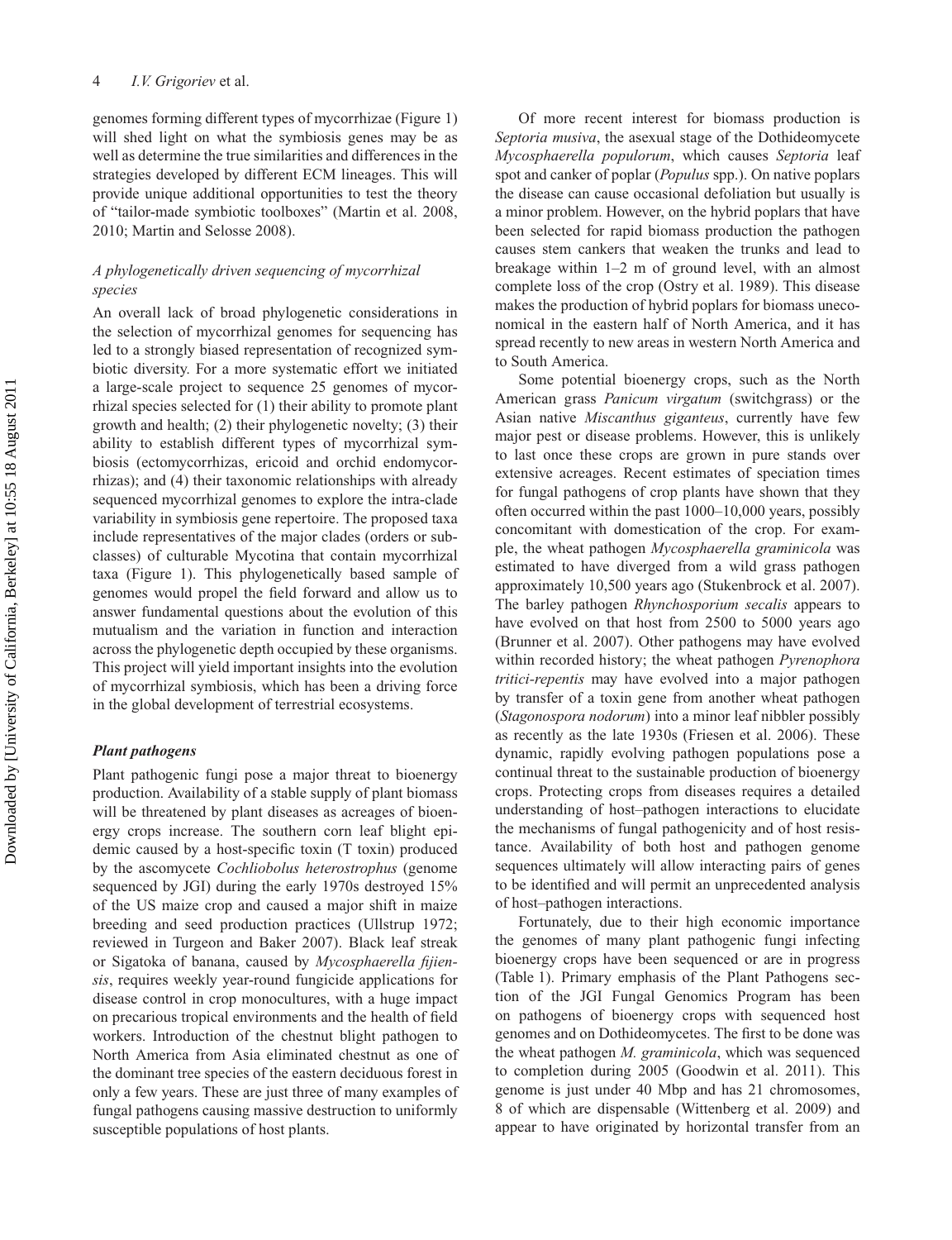genomes forming different types of mycorrhizae (Figure 1) will shed light on what the symbiosis genes may be as well as determine the true similarities and differences in the strategies developed by different ECM lineages. This will provide unique additional opportunities to test the theory of "tailor-made symbiotic toolboxes" (Martin et al. 2008, 2010; Martin and Selosse 2008).

### *A phylogenetically driven sequencing of mycorrhizal species*

An overall lack of broad phylogenetic considerations in the selection of mycorrhizal genomes for sequencing has led to a strongly biased representation of recognized symbiotic diversity. For a more systematic effort we initiated a large-scale project to sequence 25 genomes of mycorrhizal species selected for (1) their ability to promote plant growth and health; (2) their phylogenetic novelty; (3) their ability to establish different types of mycorrhizal symbiosis (ectomycorrhizas, ericoid and orchid endomycorrhizas); and (4) their taxonomic relationships with already sequenced mycorrhizal genomes to explore the intra-clade variability in symbiosis gene repertoire. The proposed taxa include representatives of the major clades (orders or subclasses) of culturable Mycotina that contain mycorrhizal taxa (Figure 1). This phylogenetically based sample of genomes would propel the field forward and allow us to answer fundamental questions about the evolution of this mutualism and the variation in function and interaction across the phylogenetic depth occupied by these organisms. This project will yield important insights into the evolution of mycorrhizal symbiosis, which has been a driving force in the global development of terrestrial ecosystems.

### ***Plant pathogens***

Plant pathogenic fungi pose a major threat to bioenergy production. Availability of a stable supply of plant biomass will be threatened by plant diseases as acreages of bioenergy crops increase. The southern corn leaf blight epidemic caused by a host-specific toxin (T toxin) produced by the ascomycete *Cochliobolus heterostrophus* (genome sequenced by JGI) during the early 1970s destroyed 15% of the US maize crop and caused a major shift in maize breeding and seed production practices (Ullstrup 1972; reviewed in Turgeon and Baker 2007). Black leaf streak or Sigatoka of banana, caused by *Mycosphaerella fijiensis*, requires weekly year-round fungicide applications for disease control in crop monocultures, with a huge impact on precarious tropical environments and the health of field workers. Introduction of the chestnut blight pathogen to North America from Asia eliminated chestnut as one of the dominant tree species of the eastern deciduous forest in only a few years. These are just three of many examples of fungal pathogens causing massive destruction to uniformly susceptible populations of host plants.

Of more recent interest for biomass production is *Septoria musiva*, the asexual stage of the Dothideomycete *Mycosphaerella populorum*, which causes *Septoria* leaf spot and canker of poplar (*Populus* spp.). On native poplars the disease can cause occasional defoliation but usually is a minor problem. However, on the hybrid poplars that have been selected for rapid biomass production the pathogen causes stem cankers that weaken the trunks and lead to breakage within 1–2 m of ground level, with an almost complete loss of the crop (Ostry et al. 1989). This disease makes the production of hybrid poplars for biomass uneconomical in the eastern half of North America, and it has spread recently to new areas in western North America and to South America.

Some potential bioenergy crops, such as the North American grass *Panicum virgatum* (switchgrass) or the Asian native *Miscanthus giganteus*, currently have few major pest or disease problems. However, this is unlikely to last once these crops are grown in pure stands over extensive acreages. Recent estimates of speciation times for fungal pathogens of crop plants have shown that they often occurred within the past 1000–10,000 years, possibly concomitant with domestication of the crop. For example, the wheat pathogen *Mycosphaerella graminicola* was estimated to have diverged from a wild grass pathogen approximately 10,500 years ago (Stukenbrock et al. 2007). The barley pathogen *Rhynchosporium secalis* appears to have evolved on that host from 2500 to 5000 years ago (Brunner et al. 2007). Other pathogens may have evolved within recorded history; the wheat pathogen *Pyrenophora tritici-repentis* may have evolved into a major pathogen by transfer of a toxin gene from another wheat pathogen (*Stagonospora nodorum*) into a minor leaf nibbler possibly as recently as the late 1930s (Friesen et al. 2006). These dynamic, rapidly evolving pathogen populations pose a continual threat to the sustainable production of bioenergy crops. Protecting crops from diseases requires a detailed understanding of host–pathogen interactions to elucidate the mechanisms of fungal pathogenicity and of host resistance. Availability of both host and pathogen genome sequences ultimately will allow interacting pairs of genes to be identified and will permit an unprecedented analysis of host–pathogen interactions.

Fortunately, due to their high economic importance the genomes of many plant pathogenic fungi infecting bioenergy crops have been sequenced or are in progress (Table 1). Primary emphasis of the Plant Pathogens section of the JGI Fungal Genomics Program has been on pathogens of bioenergy crops with sequenced host genomes and on Dothideomycetes. The first to be done was the wheat pathogen *M. graminicola*, which was sequenced to completion during 2005 (Goodwin et al. 2011). This genome is just under 40 Mbp and has 21 chromosomes, 8 of which are dispensable (Wittenberg et al. 2009) and appear to have originated by horizontal transfer from an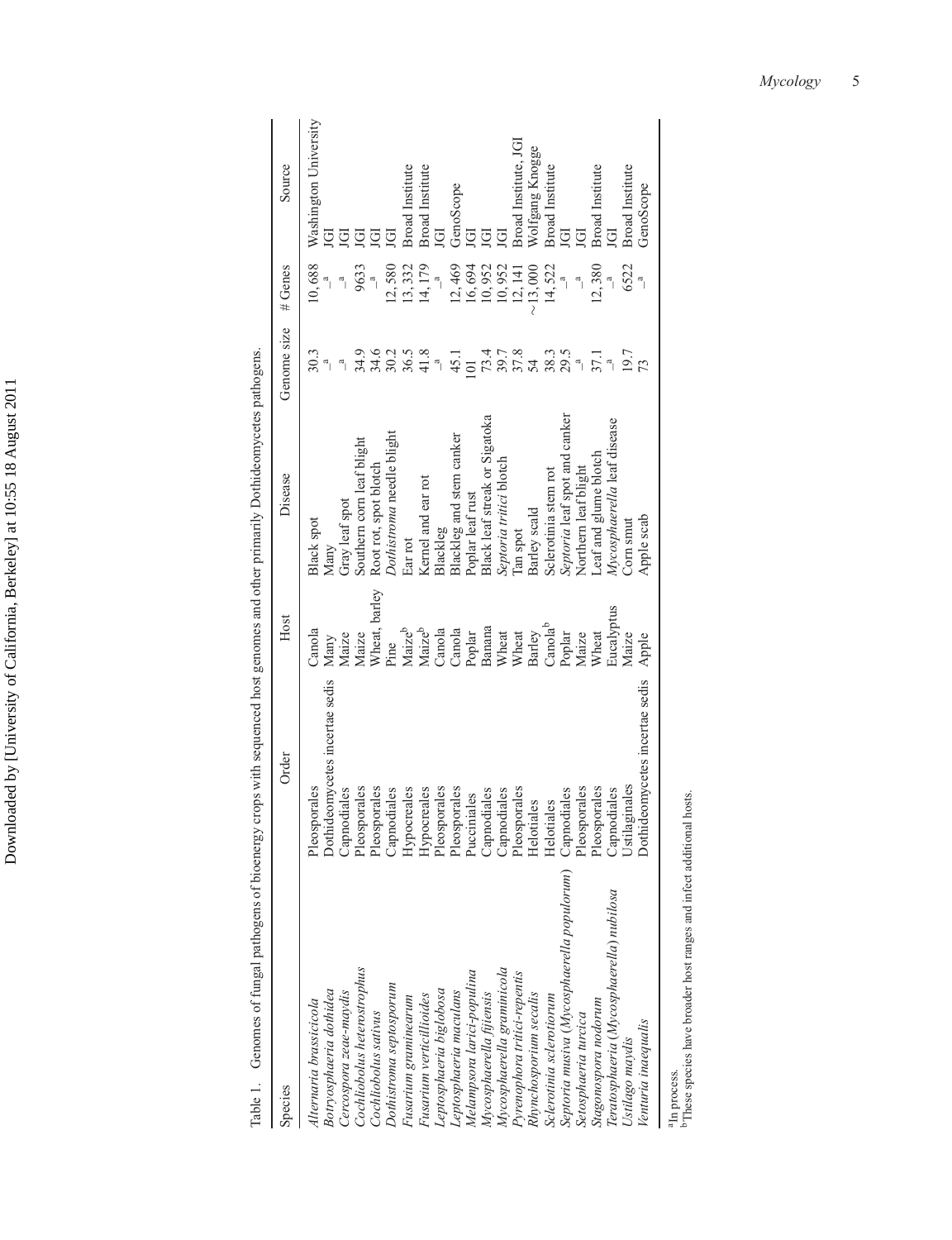Table 1. Genomes of fungal pathogens of bioenergy crops with sequenced host genomes and other primarily Dothideomycetes pathogens.

| Species | Order | Host | Disease | Genome size | # Genes | Source |
|---|---|---|---|---|---|---|
| *Alternaria brassicicola* | Pleosporales | Canola | Black spot | 30.3 | 10,688 | Washington University |
| *Botryosphaeria dothidea* | Dothideomycetes incertae sedis | Many | Many | –[a] | –[a] | JGI |
| *Cercospora zeae-maydis* | Capnodiales | Maize | Gray leaf spot | –[a] | –[a] | JGI |
| *Cochliobolus heterostrophus* | Pleosporales | Maize | Southern corn leaf blight | 34.9 | 9633 | JGI |
| *Cochliobolus sativus* | Pleosporales | Wheat, barley | Root rot, spot blotch | 34.6 | –[a] | JGI |
| *Dothistroma septosporum* | Capnodiales | Pine | *Dothistroma* needle blight | 30.2 | 12,580 | JGI |
| *Fusarium graminearum* | Hypocreales | Maize[b] | Ear rot | 36.5 | 13,332 | Broad Institute |
| *Fusarium verticillioides* | Hypocreales | Maize[b] | Kernel and ear rot | 41.8 | 14,179 | Broad Institute |
| *Leptosphaeria biglobosa* | Pleosporales | Canola | Blackleg | –[a] | –[a] | JGI |
| *Leptosphaeria maculans* | Pleosporales | Canola | Blackleg and stem canker | 45.1 | 12,469 | GenoScope |
| *Melampsora larici-populina* | Pucciniales | Poplar | Poplar leaf rust | 101 | 16,694 | JGI |
| *Mycosphaerella fijiensis* | Capnodiales | Banana | Black leaf streak or Sigatoka | 73.4 | 10,952 | JGI |
| *Mycosphaerella graminicola* | Capnodiales | Wheat | *Septoria tritici* blotch | 39.7 | 10,952 | JGI |
| *Pyrenophora tritici-repentis* | Pleosporales | Wheat | Tan spot | 37.8 | 12,141 | Broad Institute, JGI |
| *Rhynchosporium secalis* | Helotiales | Barley | Barley scald | 54 | ~13,000 | Wolfgang Knogge |
| *Sclerotinia sclerotiorum* | Helotiales | Canola[b] | Sclerotinia stem rot | 38.3 | 14,522 | Broad Institute |
| *Septoria musiva* (*Mycosphaerella populorum*) | Capnodiales | Poplar | *Septoria* leaf spot and canker | 29.5 | –[a] | JGI |
| *Setosphaeria turcica* | Pleosporales | Maize | Northern leaf blight | –[a] | –[a] | JGI |
| *Stagonospora nodorum* | Pleosporales | Wheat | Leaf and glume blotch | 37.1 | 12,380 | Broad Institute |
| *Teratosphaeria* (*Mycosphaerella*) *nubilosa* | Capnodiales | Eucalyptus | *Mycosphaerella* leaf disease | –[a] | –[a] | JGI |
| *Ustilago maydis* | Ustilaginales | Maize | Corn smut | 19.7 | 6522 | Broad Institute |
| *Venturia inaequalis* | Dothideomycetes incertae sedis | Apple | Apple scab | 73 | –[a] | GenoScope |

[a]In process.
[b]These species have broader host ranges and infect additional hosts.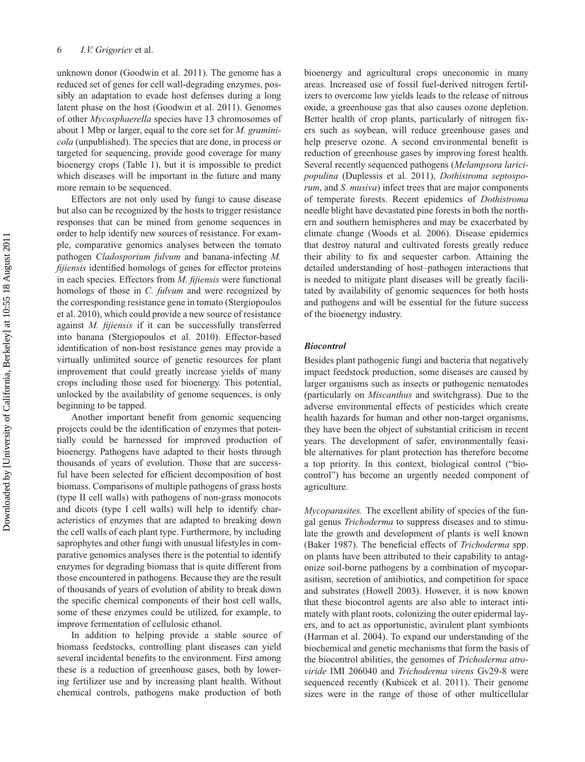unknown donor (Goodwin et al. 2011). The genome has a reduced set of genes for cell wall-degrading enzymes, possibly an adaptation to evade host defenses during a long latent phase on the host (Goodwin et al. 2011). Genomes of other *Mycosphaerella* species have 13 chromosomes of about 1 Mbp or larger, equal to the core set for *M. graminicola* (unpublished). The species that are done, in process or targeted for sequencing, provide good coverage for many bioenergy crops (Table 1), but it is impossible to predict which diseases will be important in the future and many more remain to be sequenced.

Effectors are not only used by fungi to cause disease but also can be recognized by the hosts to trigger resistance responses that can be mined from genome sequences in order to help identify new sources of resistance. For example, comparative genomics analyses between the tomato pathogen *Cladosporium fulvum* and banana-infecting *M. fijiensis* identified homologs of genes for effector proteins in each species. Effectors from *M. fijiensis* were functional homologs of those in *C. fulvum* and were recognized by the corresponding resistance gene in tomato (Stergiopoulos et al. 2010), which could provide a new source of resistance against *M. fijiensis* if it can be successfully transferred into banana (Stergiopoulos et al. 2010). Effector-based identification of non-host resistance genes may provide a virtually unlimited source of genetic resources for plant improvement that could greatly increase yields of many crops including those used for bioenergy. This potential, unlocked by the availability of genome sequences, is only beginning to be tapped.

Another important benefit from genomic sequencing projects could be the identification of enzymes that potentially could be harnessed for improved production of bioenergy. Pathogens have adapted to their hosts through thousands of years of evolution. Those that are successful have been selected for efficient decomposition of host biomass. Comparisons of multiple pathogens of grass hosts (type II cell walls) with pathogens of non-grass monocots and dicots (type I cell walls) will help to identify characteristics of enzymes that are adapted to breaking down the cell walls of each plant type. Furthermore, by including saprophytes and other fungi with unusual lifestyles in comparative genomics analyses there is the potential to identify enzymes for degrading biomass that is quite different from those encountered in pathogens. Because they are the result of thousands of years of evolution of ability to break down the specific chemical components of their host cell walls, some of these enzymes could be utilized, for example, to improve fermentation of cellulosic ethanol.

In addition to helping provide a stable source of biomass feedstocks, controlling plant diseases can yield several incidental benefits to the environment. First among these is a reduction of greenhouse gases, both by lowering fertilizer use and by increasing plant health. Without chemical controls, pathogens make production of both bioenergy and agricultural crops uneconomic in many areas. Increased use of fossil fuel-derived nitrogen fertilizers to overcome low yields leads to the release of nitrous oxide, a greenhouse gas that also causes ozone depletion. Better health of crop plants, particularly of nitrogen fixers such as soybean, will reduce greenhouse gases and help preserve ozone. A second environmental benefit is reduction of greenhouse gases by improving forest health. Several recently sequenced pathogens (*Melampsora larici-populina* (Duplessis et al. 2011), *Dothistroma septosporum*, and *S. musiva*) infect trees that are major components of temperate forests. Recent epidemics of *Dothistroma* needle blight have devastated pine forests in both the northern and southern hemispheres and may be exacerbated by climate change (Woods et al. 2006). Disease epidemics that destroy natural and cultivated forests greatly reduce their ability to fix and sequester carbon. Attaining the detailed understanding of host–pathogen interactions that is needed to mitigate plant diseases will be greatly facilitated by availability of genomic sequences for both hosts and pathogens and will be essential for the future success of the bioenergy industry.

### *Biocontrol*

Besides plant pathogenic fungi and bacteria that negatively impact feedstock production, some diseases are caused by larger organisms such as insects or pathogenic nematodes (particularly on *Miscanthus* and switchgrass). Due to the adverse environmental effects of pesticides which create health hazards for human and other non-target organisms, they have been the object of substantial criticism in recent years. The development of safer, environmentally feasible alternatives for plant protection has therefore become a top priority. In this context, biological control ("biocontrol") has become an urgently needed component of agriculture.

*Mycoparasites.* The excellent ability of species of the fungal genus *Trichoderma* to suppress diseases and to stimulate the growth and development of plants is well known (Baker 1987). The beneficial effects of *Trichoderma* spp. on plants have been attributed to their capability to antagonize soil-borne pathogens by a combination of mycoparasitism, secretion of antibiotics, and competition for space and substrates (Howell 2003). However, it is now known that these biocontrol agents are also able to interact intimately with plant roots, colonizing the outer epidermal layers, and to act as opportunistic, avirulent plant symbionts (Harman et al. 2004). To expand our understanding of the biochemical and genetic mechanisms that form the basis of the biocontrol abilities, the genomes of *Trichoderma atroviride* IMI 206040 and *Trichoderma virens* Gv29-8 were sequenced recently (Kubicek et al. 2011). Their genome sizes were in the range of those of other multicellular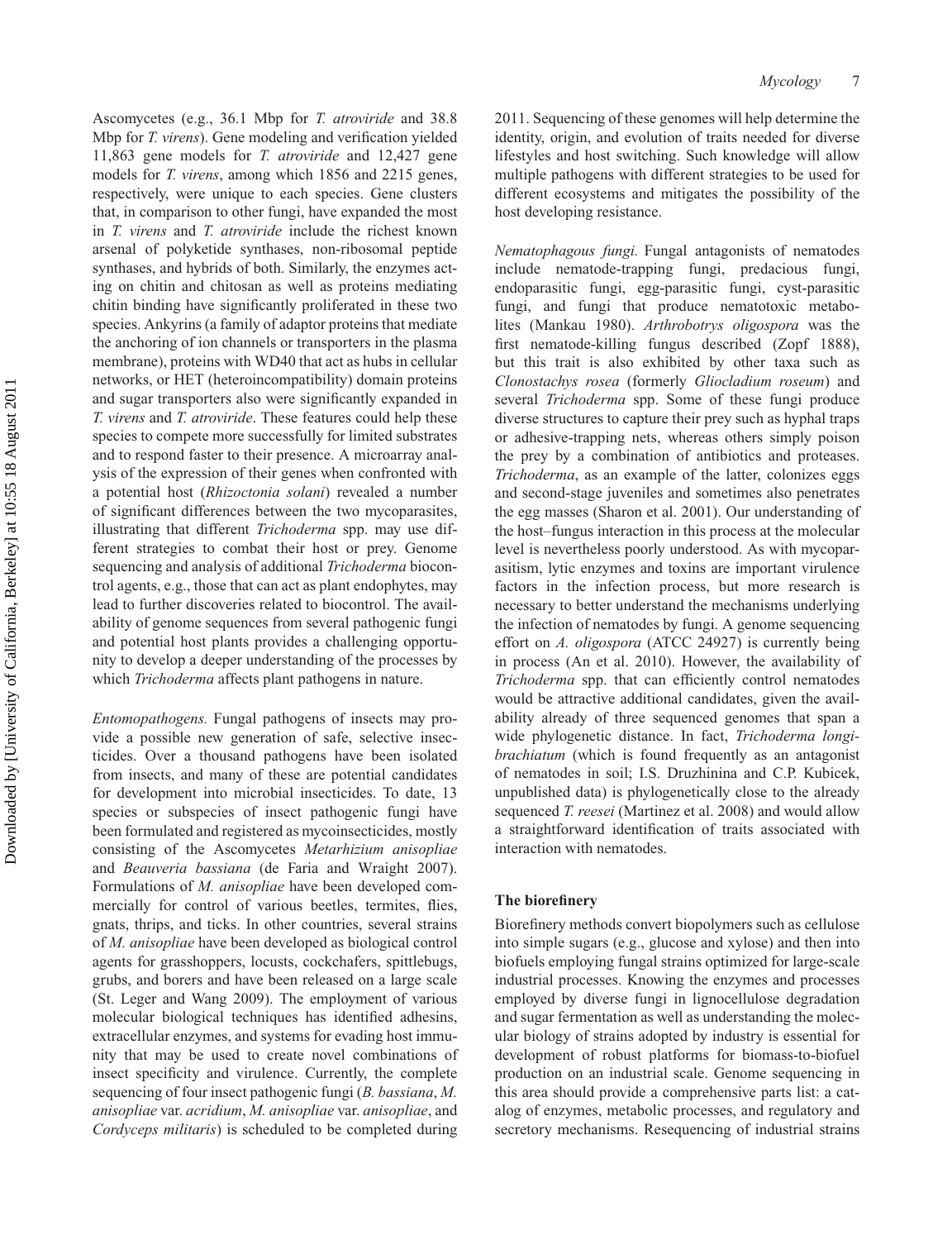Ascomycetes (e.g., 36.1 Mbp for *T. atroviride* and 38.8 Mbp for *T. virens*). Gene modeling and verification yielded 11,863 gene models for *T. atroviride* and 12,427 gene models for *T. virens*, among which 1856 and 2215 genes, respectively, were unique to each species. Gene clusters that, in comparison to other fungi, have expanded the most in *T. virens* and *T. atroviride* include the richest known arsenal of polyketide synthases, non-ribosomal peptide synthases, and hybrids of both. Similarly, the enzymes acting on chitin and chitosan as well as proteins mediating chitin binding have significantly proliferated in these two species. Ankyrins (a family of adaptor proteins that mediate the anchoring of ion channels or transporters in the plasma membrane), proteins with WD40 that act as hubs in cellular networks, or HET (heteroincompatibility) domain proteins and sugar transporters also were significantly expanded in *T. virens* and *T. atroviride*. These features could help these species to compete more successfully for limited substrates and to respond faster to their presence. A microarray analysis of the expression of their genes when confronted with a potential host (*Rhizoctonia solani*) revealed a number of significant differences between the two mycoparasites, illustrating that different *Trichoderma* spp. may use different strategies to combat their host or prey. Genome sequencing and analysis of additional *Trichoderma* biocontrol agents, e.g., those that can act as plant endophytes, may lead to further discoveries related to biocontrol. The availability of genome sequences from several pathogenic fungi and potential host plants provides a challenging opportunity to develop a deeper understanding of the processes by which *Trichoderma* affects plant pathogens in nature.

*Entomopathogens.* Fungal pathogens of insects may provide a possible new generation of safe, selective insecticides. Over a thousand pathogens have been isolated from insects, and many of these are potential candidates for development into microbial insecticides. To date, 13 species or subspecies of insect pathogenic fungi have been formulated and registered as mycoinsecticides, mostly consisting of the Ascomycetes *Metarhizium anisopliae* and *Beauveria bassiana* (de Faria and Wraight 2007). Formulations of *M. anisopliae* have been developed commercially for control of various beetles, termites, flies, gnats, thrips, and ticks. In other countries, several strains of *M. anisopliae* have been developed as biological control agents for grasshoppers, locusts, cockchafers, spittlebugs, grubs, and borers and have been released on a large scale (St. Leger and Wang 2009). The employment of various molecular biological techniques has identified adhesins, extracellular enzymes, and systems for evading host immunity that may be used to create novel combinations of insect specificity and virulence. Currently, the complete sequencing of four insect pathogenic fungi (*B. bassiana*, *M. anisopliae* var. *acridium*, *M. anisopliae* var. *anisopliae*, and *Cordyceps militaris*) is scheduled to be completed during 2011. Sequencing of these genomes will help determine the identity, origin, and evolution of traits needed for diverse lifestyles and host switching. Such knowledge will allow multiple pathogens with different strategies to be used for different ecosystems and mitigates the possibility of the host developing resistance.

*Nematophagous fungi.* Fungal antagonists of nematodes include nematode-trapping fungi, predacious fungi, endoparasitic fungi, egg-parasitic fungi, cyst-parasitic fungi, and fungi that produce nematotoxic metabolites (Mankau 1980). *Arthrobotrys oligospora* was the first nematode-killing fungus described (Zopf 1888), but this trait is also exhibited by other taxa such as *Clonostachys rosea* (formerly *Gliocladium roseum*) and several *Trichoderma* spp. Some of these fungi produce diverse structures to capture their prey such as hyphal traps or adhesive-trapping nets, whereas others simply poison the prey by a combination of antibiotics and proteases. *Trichoderma*, as an example of the latter, colonizes eggs and second-stage juveniles and sometimes also penetrates the egg masses (Sharon et al. 2001). Our understanding of the host–fungus interaction in this process at the molecular level is nevertheless poorly understood. As with mycoparasitism, lytic enzymes and toxins are important virulence factors in the infection process, but more research is necessary to better understand the mechanisms underlying the infection of nematodes by fungi. A genome sequencing effort on *A. oligospora* (ATCC 24927) is currently being in process (An et al. 2010). However, the availability of *Trichoderma* spp. that can efficiently control nematodes would be attractive additional candidates, given the availability already of three sequenced genomes that span a wide phylogenetic distance. In fact, *Trichoderma longibrachiatum* (which is found frequently as an antagonist of nematodes in soil; I.S. Druzhinina and C.P. Kubicek, unpublished data) is phylogenetically close to the already sequenced *T. reesei* (Martinez et al. 2008) and would allow a straightforward identification of traits associated with interaction with nematodes.

### The biorefinery

Biorefinery methods convert biopolymers such as cellulose into simple sugars (e.g., glucose and xylose) and then into biofuels employing fungal strains optimized for large-scale industrial processes. Knowing the enzymes and processes employed by diverse fungi in lignocellulose degradation and sugar fermentation as well as understanding the molecular biology of strains adopted by industry is essential for development of robust platforms for biomass-to-biofuel production on an industrial scale. Genome sequencing in this area should provide a comprehensive parts list: a catalog of enzymes, metabolic processes, and regulatory and secretory mechanisms. Resequencing of industrial strains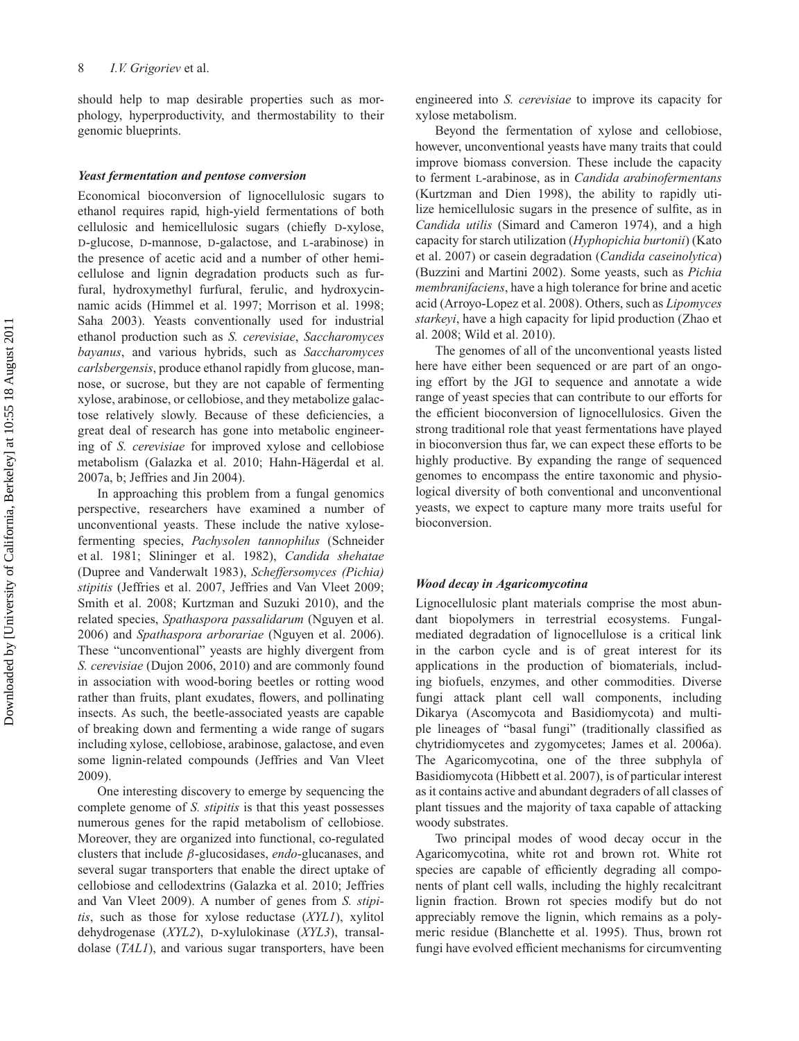should help to map desirable properties such as morphology, hyperproductivity, and thermostability to their genomic blueprints.

### *Yeast fermentation and pentose conversion*

Economical bioconversion of lignocellulosic sugars to ethanol requires rapid, high-yield fermentations of both cellulosic and hemicellulosic sugars (chiefly D-xylose, D-glucose, D-mannose, D-galactose, and L-arabinose) in the presence of acetic acid and a number of other hemicellulose and lignin degradation products such as furfural, hydroxymethyl furfural, ferulic, and hydroxycinnamic acids (Himmel et al. 1997; Morrison et al. 1998; Saha 2003). Yeasts conventionally used for industrial ethanol production such as *S. cerevisiae*, *Saccharomyces bayanus*, and various hybrids, such as *Saccharomyces carlsbergensis*, produce ethanol rapidly from glucose, mannose, or sucrose, but they are not capable of fermenting xylose, arabinose, or cellobiose, and they metabolize galactose relatively slowly. Because of these deficiencies, a great deal of research has gone into metabolic engineering of *S. cerevisiae* for improved xylose and cellobiose metabolism (Galazka et al. 2010; Hahn-Hägerdal et al. 2007a, b; Jeffries and Jin 2004).

In approaching this problem from a fungal genomics perspective, researchers have examined a number of unconventional yeasts. These include the native xylose-fermenting species, *Pachysolen tannophilus* (Schneider et al. 1981; Slininger et al. 1982), *Candida shehatae* (Dupree and Vanderwalt 1983), *Scheffersomyces (Pichia) stipitis* (Jeffries et al. 2007, Jeffries and Van Vleet 2009; Smith et al. 2008; Kurtzman and Suzuki 2010), and the related species, *Spathaspora passalidarum* (Nguyen et al. 2006) and *Spathaspora arborariae* (Nguyen et al. 2006). These "unconventional" yeasts are highly divergent from *S. cerevisiae* (Dujon 2006, 2010) and are commonly found in association with wood-boring beetles or rotting wood rather than fruits, plant exudates, flowers, and pollinating insects. As such, the beetle-associated yeasts are capable of breaking down and fermenting a wide range of sugars including xylose, cellobiose, arabinose, galactose, and even some lignin-related compounds (Jeffries and Van Vleet 2009).

One interesting discovery to emerge by sequencing the complete genome of *S. stipitis* is that this yeast possesses numerous genes for the rapid metabolism of cellobiose. Moreover, they are organized into functional, co-regulated clusters that include $\beta$-glucosidases, *endo*-glucanases, and several sugar transporters that enable the direct uptake of cellobiose and cellodextrins (Galazka et al. 2010; Jeffries and Van Vleet 2009). A number of genes from *S. stipitis*, such as those for xylose reductase (*XYL1*), xylitol dehydrogenase (*XYL2*), D-xylulokinase (*XYL3*), transaldolase (*TAL1*), and various sugar transporters, have been engineered into *S. cerevisiae* to improve its capacity for xylose metabolism.

Beyond the fermentation of xylose and cellobiose, however, unconventional yeasts have many traits that could improve biomass conversion. These include the capacity to ferment L-arabinose, as in *Candida arabinofermentans* (Kurtzman and Dien 1998), the ability to rapidly utilize hemicellulosic sugars in the presence of sulfite, as in *Candida utilis* (Simard and Cameron 1974), and a high capacity for starch utilization (*Hyphopichia burtonii*) (Kato et al. 2007) or casein degradation (*Candida caseinolytica*) (Buzzini and Martini 2002). Some yeasts, such as *Pichia membranifaciens*, have a high tolerance for brine and acetic acid (Arroyo-Lopez et al. 2008). Others, such as *Lipomyces starkeyi*, have a high capacity for lipid production (Zhao et al. 2008; Wild et al. 2010).

The genomes of all of the unconventional yeasts listed here have either been sequenced or are part of an ongoing effort by the JGI to sequence and annotate a wide range of yeast species that can contribute to our efforts for the efficient bioconversion of lignocellulosics. Given the strong traditional role that yeast fermentations have played in bioconversion thus far, we can expect these efforts to be highly productive. By expanding the range of sequenced genomes to encompass the entire taxonomic and physiological diversity of both conventional and unconventional yeasts, we expect to capture many more traits useful for bioconversion.

### *Wood decay in Agaricomycotina*

Lignocellulosic plant materials comprise the most abundant biopolymers in terrestrial ecosystems. Fungal-mediated degradation of lignocellulose is a critical link in the carbon cycle and is of great interest for its applications in the production of biomaterials, including biofuels, enzymes, and other commodities. Diverse fungi attack plant cell wall components, including Dikarya (Ascomycota and Basidiomycota) and multiple lineages of "basal fungi" (traditionally classified as chytridiomycetes and zygomycetes; James et al. 2006a). The Agaricomycotina, one of the three subphyla of Basidiomycota (Hibbett et al. 2007), is of particular interest as it contains active and abundant degraders of all classes of plant tissues and the majority of taxa capable of attacking woody substrates.

Two principal modes of wood decay occur in the Agaricomycotina, white rot and brown rot. White rot species are capable of efficiently degrading all components of plant cell walls, including the highly recalcitrant lignin fraction. Brown rot species modify but do not appreciably remove the lignin, which remains as a polymeric residue (Blanchette et al. 1995). Thus, brown rot fungi have evolved efficient mechanisms for circumventing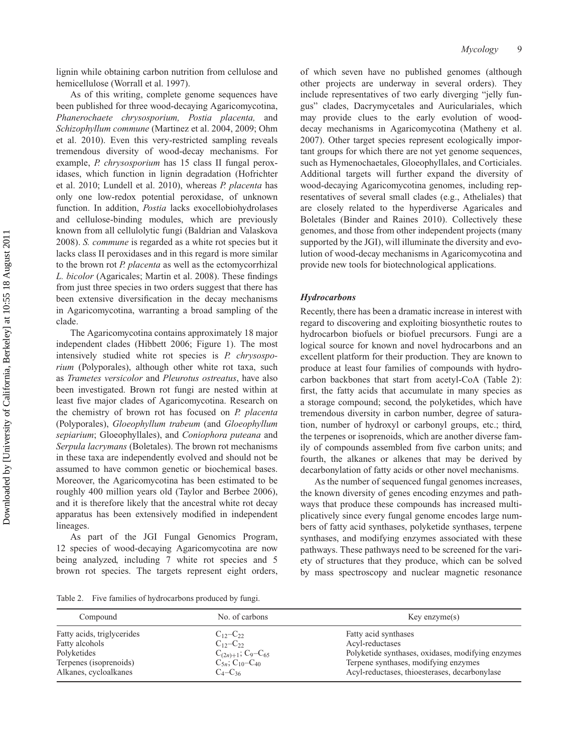lignin while obtaining carbon nutrition from cellulose and hemicellulose (Worrall et al. 1997).

As of this writing, complete genome sequences have been published for three wood-decaying Agaricomycotina, *Phanerochaete chrysosporium, Postia placenta,* and *Schizophyllum commune* (Martinez et al. 2004, 2009; Ohm et al. 2010). Even this very-restricted sampling reveals tremendous diversity of wood-decay mechanisms. For example, *P. chrysosporium* has 15 class II fungal peroxidases, which function in lignin degradation (Hofrichter et al. 2010; Lundell et al. 2010), whereas *P. placenta* has only one low-redox potential peroxidase, of unknown function. In addition, *Postia* lacks exocellobiohydrolases and cellulose-binding modules, which are previously known from all cellulolytic fungi (Baldrian and Valaskova 2008). *S. commune* is regarded as a white rot species but it lacks class II peroxidases and in this regard is more similar to the brown rot *P. placenta* as well as the ectomycorrhizal *L. bicolor* (Agaricales; Martin et al. 2008). These findings from just three species in two orders suggest that there has been extensive diversification in the decay mechanisms in Agaricomycotina, warranting a broad sampling of the clade.

The Agaricomycotina contains approximately 18 major independent clades (Hibbett 2006; Figure 1). The most intensively studied white rot species is *P. chrysosporium* (Polyporales), although other white rot taxa, such as *Trametes versicolor* and *Pleurotus ostreatus*, have also been investigated. Brown rot fungi are nested within at least five major clades of Agaricomycotina. Research on the chemistry of brown rot has focused on *P. placenta* (Polyporales), *Gloeophyllum trabeum* (and *Gloeophyllum sepiarium*; Gloeophyllales), and *Coniophora puteana* and *Serpula lacrymans* (Boletales). The brown rot mechanisms in these taxa are independently evolved and should not be assumed to have common genetic or biochemical bases. Moreover, the Agaricomycotina has been estimated to be roughly 400 million years old (Taylor and Berbee 2006), and it is therefore likely that the ancestral white rot decay apparatus has been extensively modified in independent lineages.

As part of the JGI Fungal Genomics Program, 12 species of wood-decaying Agaricomycotina are now being analyzed, including 7 white rot species and 5 brown rot species. The targets represent eight orders, of which seven have no published genomes (although other projects are underway in several orders). They include representatives of two early diverging "jelly fungus" clades, Dacrymycetales and Auriculariales, which may provide clues to the early evolution of wood-decay mechanisms in Agaricomycotina (Matheny et al. 2007). Other target species represent ecologically important groups for which there are not yet genome sequences, such as Hymenochaetales, Gloeophyllales, and Corticiales. Additional targets will further expand the diversity of wood-decaying Agaricomycotina genomes, including representatives of several small clades (e.g., Atheliales) that are closely related to the hyperdiverse Agaricales and Boletales (Binder and Raines 2010). Collectively these genomes, and those from other independent projects (many supported by the JGI), will illuminate the diversity and evolution of wood-decay mechanisms in Agaricomycotina and provide new tools for biotechnological applications.

### *Hydrocarbons*

Recently, there has been a dramatic increase in interest with regard to discovering and exploiting biosynthetic routes to hydrocarbon biofuels or biofuel precursors. Fungi are a logical source for known and novel hydrocarbons and an excellent platform for their production. They are known to produce at least four families of compounds with hydrocarbon backbones that start from acetyl-CoA (Table 2): first, the fatty acids that accumulate in many species as a storage compound; second, the polyketides, which have tremendous diversity in carbon number, degree of saturation, number of hydroxyl or carbonyl groups, etc.; third, the terpenes or isoprenoids, which are another diverse family of compounds assembled from five carbon units; and fourth, the alkanes or alkenes that may be derived by decarbonylation of fatty acids or other novel mechanisms.

As the number of sequenced fungal genomes increases, the known diversity of genes encoding enzymes and pathways that produce these compounds has increased multiplicatively since every fungal genome encodes large numbers of fatty acid synthases, polyketide synthases, terpene synthases, and modifying enzymes associated with these pathways. These pathways need to be screened for the variety of structures that they produce, which can be solved by mass spectroscopy and nuclear magnetic resonance

Table 2. Five families of hydrocarbons produced by fungi.

| Compound | No. of carbons | Key enzyme(s) |
|---|---|---|
| Fatty acids, triglycerides | $C_{12}$–$C_{22}$ | Fatty acid synthases |
| Fatty alcohols | $C_{12}$–$C_{22}$ | Acyl-reductases |
| Polyketides | $C_{(2n)+1}$; $C_9$–$C_{65}$ | Polyketide synthases, oxidases, modifying enzymes |
| Terpenes (isoprenoids) | $C_{5n}$; $C_{10}$–$C_{40}$ | Terpene synthases, modifying enzymes |
| Alkanes, cycloalkanes | $C_4$–$C_{36}$ | Acyl-reductases, thioesterases, decarbonylase |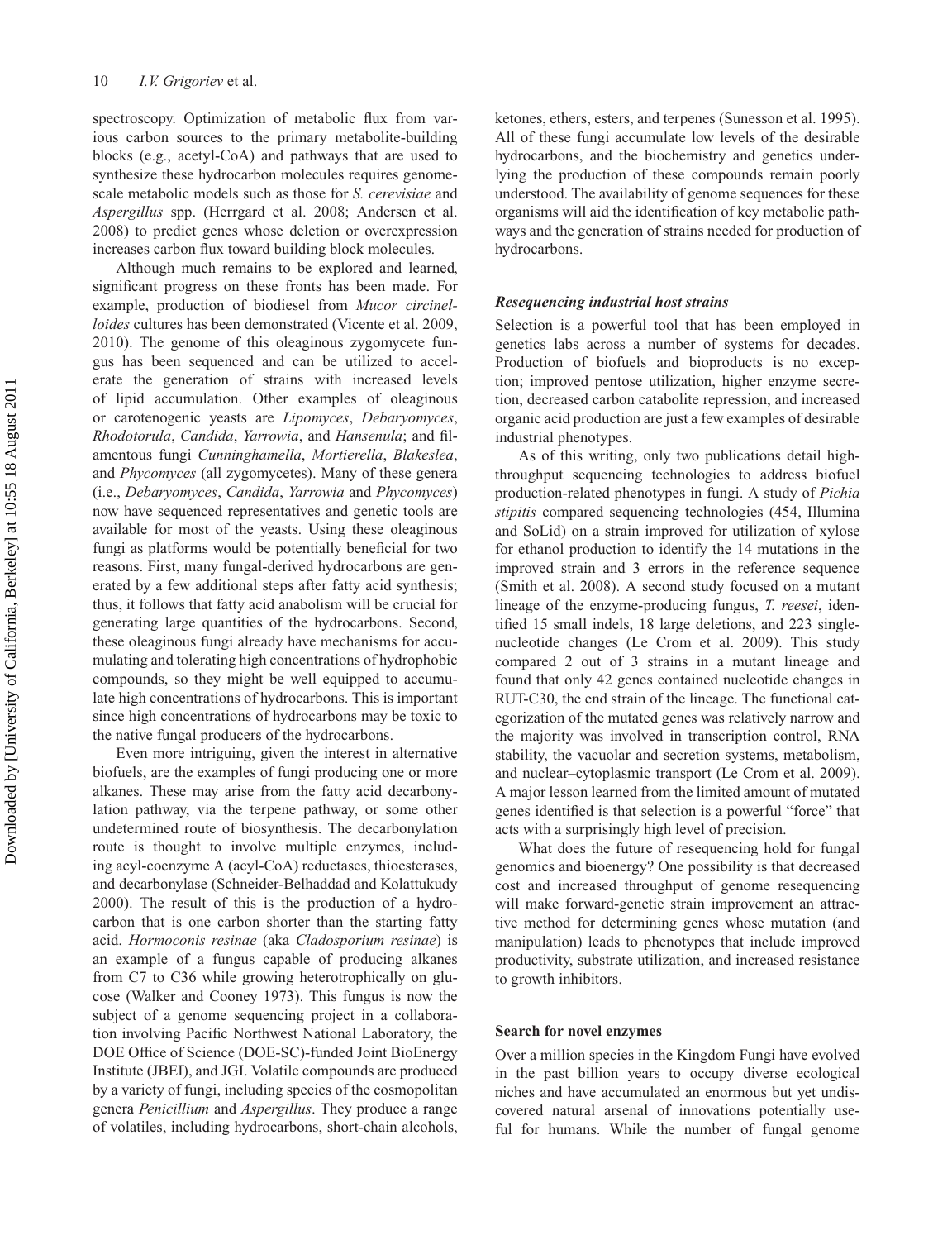spectroscopy. Optimization of metabolic flux from various carbon sources to the primary metabolite-building blocks (e.g., acetyl-CoA) and pathways that are used to synthesize these hydrocarbon molecules requires genome-scale metabolic models such as those for *S. cerevisiae* and *Aspergillus* spp. (Herrgard et al. 2008; Andersen et al. 2008) to predict genes whose deletion or overexpression increases carbon flux toward building block molecules.

Although much remains to be explored and learned, significant progress on these fronts has been made. For example, production of biodiesel from *Mucor circinelloides* cultures has been demonstrated (Vicente et al. 2009, 2010). The genome of this oleaginous zygomycete fungus has been sequenced and can be utilized to accelerate the generation of strains with increased levels of lipid accumulation. Other examples of oleaginous or carotenogenic yeasts are *Lipomyces*, *Debaryomyces*, *Rhodotorula*, *Candida*, *Yarrowia*, and *Hansenula*; and filamentous fungi *Cunninghamella*, *Mortierella*, *Blakeslea*, and *Phycomyces* (all zygomycetes). Many of these genera (i.e., *Debaryomyces*, *Candida*, *Yarrowia* and *Phycomyces*) now have sequenced representatives and genetic tools are available for most of the yeasts. Using these oleaginous fungi as platforms would be potentially beneficial for two reasons. First, many fungal-derived hydrocarbons are generated by a few additional steps after fatty acid synthesis; thus, it follows that fatty acid anabolism will be crucial for generating large quantities of the hydrocarbons. Second, these oleaginous fungi already have mechanisms for accumulating and tolerating high concentrations of hydrophobic compounds, so they might be well equipped to accumulate high concentrations of hydrocarbons. This is important since high concentrations of hydrocarbons may be toxic to the native fungal producers of the hydrocarbons.

Even more intriguing, given the interest in alternative biofuels, are the examples of fungi producing one or more alkanes. These may arise from the fatty acid decarbonylation pathway, via the terpene pathway, or some other undetermined route of biosynthesis. The decarbonylation route is thought to involve multiple enzymes, including acyl-coenzyme A (acyl-CoA) reductases, thioesterases, and decarbonylase (Schneider-Belhaddad and Kolattukudy 2000). The result of this is the production of a hydrocarbon that is one carbon shorter than the starting fatty acid. *Hormoconis resinae* (aka *Cladosporium resinae*) is an example of a fungus capable of producing alkanes from C7 to C36 while growing heterotrophically on glucose (Walker and Cooney 1973). This fungus is now the subject of a genome sequencing project in a collaboration involving Pacific Northwest National Laboratory, the DOE Office of Science (DOE-SC)-funded Joint BioEnergy Institute (JBEI), and JGI. Volatile compounds are produced by a variety of fungi, including species of the cosmopolitan genera *Penicillium* and *Aspergillus*. They produce a range of volatiles, including hydrocarbons, short-chain alcohols, ketones, ethers, esters, and terpenes (Sunesson et al. 1995). All of these fungi accumulate low levels of the desirable hydrocarbons, and the biochemistry and genetics underlying the production of these compounds remain poorly understood. The availability of genome sequences for these organisms will aid the identification of key metabolic pathways and the generation of strains needed for production of hydrocarbons.

### *Resequencing industrial host strains*

Selection is a powerful tool that has been employed in genetics labs across a number of systems for decades. Production of biofuels and bioproducts is no exception; improved pentose utilization, higher enzyme secretion, decreased carbon catabolite repression, and increased organic acid production are just a few examples of desirable industrial phenotypes.

As of this writing, only two publications detail high-throughput sequencing technologies to address biofuel production-related phenotypes in fungi. A study of *Pichia stipitis* compared sequencing technologies (454, Illumina and SoLid) on a strain improved for utilization of xylose for ethanol production to identify the 14 mutations in the improved strain and 3 errors in the reference sequence (Smith et al. 2008). A second study focused on a mutant lineage of the enzyme-producing fungus, *T. reesei*, identified 15 small indels, 18 large deletions, and 223 single-nucleotide changes (Le Crom et al. 2009). This study compared 2 out of 3 strains in a mutant lineage and found that only 42 genes contained nucleotide changes in RUT-C30, the end strain of the lineage. The functional categorization of the mutated genes was relatively narrow and the majority was involved in transcription control, RNA stability, the vacuolar and secretion systems, metabolism, and nuclear–cytoplasmic transport (Le Crom et al. 2009). A major lesson learned from the limited amount of mutated genes identified is that selection is a powerful "force" that acts with a surprisingly high level of precision.

What does the future of resequencing hold for fungal genomics and bioenergy? One possibility is that decreased cost and increased throughput of genome resequencing will make forward-genetic strain improvement an attractive method for determining genes whose mutation (and manipulation) leads to phenotypes that include improved productivity, substrate utilization, and increased resistance to growth inhibitors.

## Search for novel enzymes

Over a million species in the Kingdom Fungi have evolved in the past billion years to occupy diverse ecological niches and have accumulated an enormous but yet undiscovered natural arsenal of innovations potentially useful for humans. While the number of fungal genome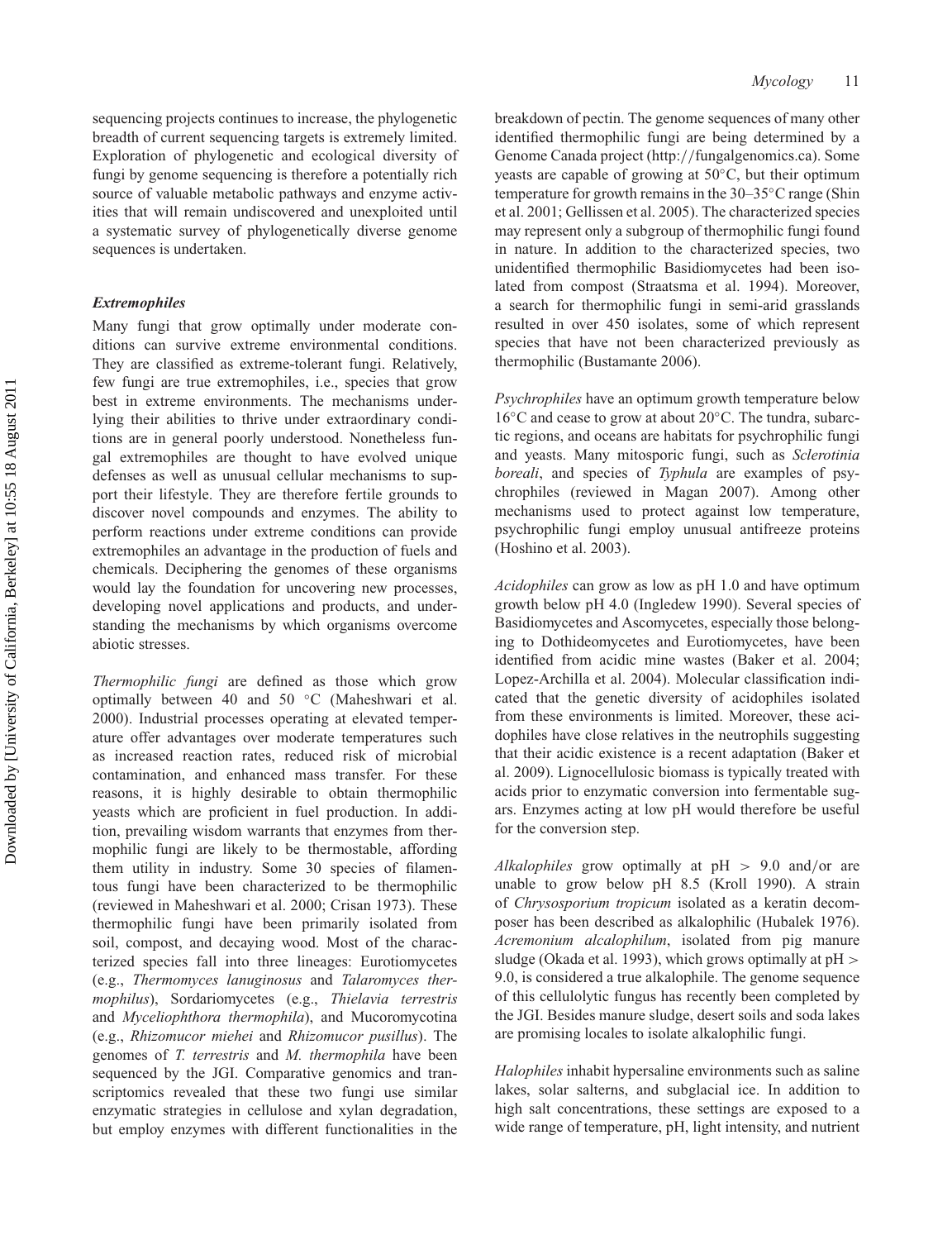sequencing projects continues to increase, the phylogenetic breadth of current sequencing targets is extremely limited. Exploration of phylogenetic and ecological diversity of fungi by genome sequencing is therefore a potentially rich source of valuable metabolic pathways and enzyme activities that will remain undiscovered and unexploited until a systematic survey of phylogenetically diverse genome sequences is undertaken.

### *Extremophiles*

Many fungi that grow optimally under moderate conditions can survive extreme environmental conditions. They are classified as extreme-tolerant fungi. Relatively, few fungi are true extremophiles, i.e., species that grow best in extreme environments. The mechanisms underlying their abilities to thrive under extraordinary conditions are in general poorly understood. Nonetheless fungal extremophiles are thought to have evolved unique defenses as well as unusual cellular mechanisms to support their lifestyle. They are therefore fertile grounds to discover novel compounds and enzymes. The ability to perform reactions under extreme conditions can provide extremophiles an advantage in the production of fuels and chemicals. Deciphering the genomes of these organisms would lay the foundation for uncovering new processes, developing novel applications and products, and understanding the mechanisms by which organisms overcome abiotic stresses.

*Thermophilic fungi* are defined as those which grow optimally between 40 and 50 °C (Maheshwari et al. 2000). Industrial processes operating at elevated temperature offer advantages over moderate temperatures such as increased reaction rates, reduced risk of microbial contamination, and enhanced mass transfer. For these reasons, it is highly desirable to obtain thermophilic yeasts which are proficient in fuel production. In addition, prevailing wisdom warrants that enzymes from thermophilic fungi are likely to be thermostable, affording them utility in industry. Some 30 species of filamentous fungi have been characterized to be thermophilic (reviewed in Maheshwari et al. 2000; Crisan 1973). These thermophilic fungi have been primarily isolated from soil, compost, and decaying wood. Most of the characterized species fall into three lineages: Eurotiomycetes (e.g., *Thermomyces lanuginosus* and *Talaromyces thermophilus*), Sordariomycetes (e.g., *Thielavia terrestris* and *Myceliophthora thermophila*), and Mucoromycotina (e.g., *Rhizomucor miehei* and *Rhizomucor pusillus*). The genomes of *T. terrestris* and *M. thermophila* have been sequenced by the JGI. Comparative genomics and transcriptomics revealed that these two fungi use similar enzymatic strategies in cellulose and xylan degradation, but employ enzymes with different functionalities in the breakdown of pectin. The genome sequences of many other identified thermophilic fungi are being determined by a Genome Canada project (http://fungalgenomics.ca). Some yeasts are capable of growing at 50°C, but their optimum temperature for growth remains in the 30–35°C range (Shin et al. 2001; Gellissen et al. 2005). The characterized species may represent only a subgroup of thermophilic fungi found in nature. In addition to the characterized species, two unidentified thermophilic Basidiomycetes had been isolated from compost (Straatsma et al. 1994). Moreover, a search for thermophilic fungi in semi-arid grasslands resulted in over 450 isolates, some of which represent species that have not been characterized previously as thermophilic (Bustamante 2006).

*Psychrophiles* have an optimum growth temperature below 16°C and cease to grow at about 20°C. The tundra, subarctic regions, and oceans are habitats for psychrophilic fungi and yeasts. Many mitosporic fungi, such as *Sclerotinia boreali*, and species of *Typhula* are examples of psychrophiles (reviewed in Magan 2007). Among other mechanisms used to protect against low temperature, psychrophilic fungi employ unusual antifreeze proteins (Hoshino et al. 2003).

*Acidophiles* can grow as low as pH 1.0 and have optimum growth below pH 4.0 (Ingledew 1990). Several species of Basidiomycetes and Ascomycetes, especially those belonging to Dothideomycetes and Eurotiomycetes, have been identified from acidic mine wastes (Baker et al. 2004; Lopez-Archilla et al. 2004). Molecular classification indicated that the genetic diversity of acidophiles isolated from these environments is limited. Moreover, these acidophiles have close relatives in the neutrophils suggesting that their acidic existence is a recent adaptation (Baker et al. 2009). Lignocellulosic biomass is typically treated with acids prior to enzymatic conversion into fermentable sugars. Enzymes acting at low pH would therefore be useful for the conversion step.

*Alkalophiles* grow optimally at pH $> 9.0$ and/or are unable to grow below pH 8.5 (Kroll 1990). A strain of *Chrysosporium tropicum* isolated as a keratin decomposer has been described as alkalophilic (Hubalek 1976). *Acremonium alcalophilum*, isolated from pig manure sludge (Okada et al. 1993), which grows optimally at pH $>$ 9.0, is considered a true alkalophile. The genome sequence of this cellulolytic fungus has recently been completed by the JGI. Besides manure sludge, desert soils and soda lakes are promising locales to isolate alkalophilic fungi.

*Halophiles* inhabit hypersaline environments such as saline lakes, solar salterns, and subglacial ice. In addition to high salt concentrations, these settings are exposed to a wide range of temperature, pH, light intensity, and nutrient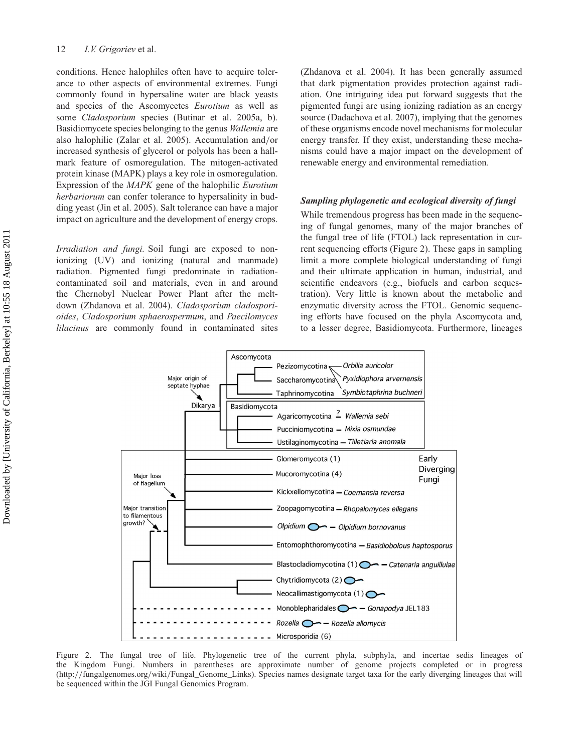conditions. Hence halophiles often have to acquire tolerance to other aspects of environmental extremes. Fungi commonly found in hypersaline water are black yeasts and species of the Ascomycetes *Eurotium* as well as some *Cladosporium* species (Butinar et al. 2005a, b). Basidiomycete species belonging to the genus *Wallemia* are also halophilic (Zalar et al. 2005). Accumulation and/or increased synthesis of glycerol or polyols has been a hallmark feature of osmoregulation. The mitogen-activated protein kinase (MAPK) plays a key role in osmoregulation. Expression of the *MAPK* gene of the halophilic *Eurotium herbariorum* can confer tolerance to hypersalinity in budding yeast (Jin et al. 2005). Salt tolerance can have a major impact on agriculture and the development of energy crops.

*Irradiation and fungi.* Soil fungi are exposed to non-ionizing (UV) and ionizing (natural and manmade) radiation. Pigmented fungi predominate in radiation-contaminated soil and materials, even in and around the Chernobyl Nuclear Power Plant after the meltdown (Zhdanova et al. 2004). *Cladosporium cladosporioides*, *Cladosporium sphaerospermum*, and *Paecilomyces lilacinus* are commonly found in contaminated sites (Zhdanova et al. 2004). It has been generally assumed that dark pigmentation provides protection against radiation. One intriguing idea put forward suggests that the pigmented fungi are using ionizing radiation as an energy source (Dadachova et al. 2007), implying that the genomes of these organisms encode novel mechanisms for molecular energy transfer. If they exist, understanding these mechanisms could have a major impact on the development of renewable energy and environmental remediation.

### *Sampling phylogenetic and ecological diversity of fungi*

While tremendous progress has been made in the sequencing of fungal genomes, many of the major branches of the fungal tree of life (FTOL) lack representation in current sequencing efforts (Figure 2). These gaps in sampling limit a more complete biological understanding of fungi and their ultimate application in human, industrial, and scientific endeavors (e.g., biofuels and carbon sequestration). Very little is known about the metabolic and enzymatic diversity across the FTOL. Genomic sequencing efforts have focused on the phyla Ascomycota and, to a lesser degree, Basidiomycota. Furthermore, lineages

Figure 2. The fungal tree of life. Phylogenetic tree of the current phyla, subphyla, and incertae sedis lineages of the Kingdom Fungi. Numbers in parentheses are approximate number of genome projects completed or in progress (http://fungalgenomes.org/wiki/Fungal_Genome_Links). Species names designate target taxa for the early diverging lineages that will be sequenced within the JGI Fungal Genomics Program.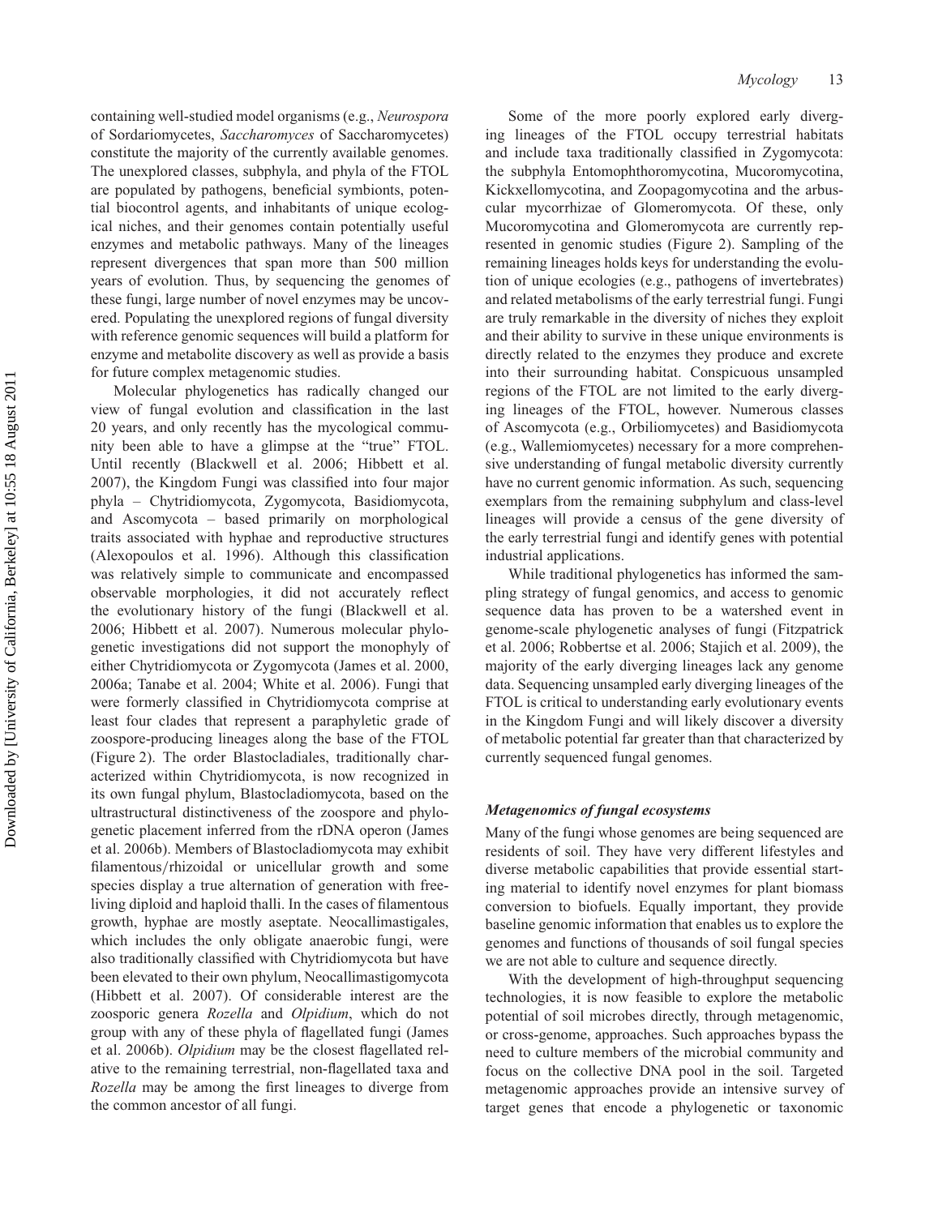containing well-studied model organisms (e.g., *Neurospora* of Sordariomycetes, *Saccharomyces* of Saccharomycetes) constitute the majority of the currently available genomes. The unexplored classes, subphyla, and phyla of the FTOL are populated by pathogens, beneficial symbionts, potential biocontrol agents, and inhabitants of unique ecological niches, and their genomes contain potentially useful enzymes and metabolic pathways. Many of the lineages represent divergences that span more than 500 million years of evolution. Thus, by sequencing the genomes of these fungi, large number of novel enzymes may be uncovered. Populating the unexplored regions of fungal diversity with reference genomic sequences will build a platform for enzyme and metabolite discovery as well as provide a basis for future complex metagenomic studies.

Molecular phylogenetics has radically changed our view of fungal evolution and classification in the last 20 years, and only recently has the mycological community been able to have a glimpse at the "true" FTOL. Until recently (Blackwell et al. 2006; Hibbett et al. 2007), the Kingdom Fungi was classified into four major phyla – Chytridiomycota, Zygomycota, Basidiomycota, and Ascomycota – based primarily on morphological traits associated with hyphae and reproductive structures (Alexopoulos et al. 1996). Although this classification was relatively simple to communicate and encompassed observable morphologies, it did not accurately reflect the evolutionary history of the fungi (Blackwell et al. 2006; Hibbett et al. 2007). Numerous molecular phylogenetic investigations did not support the monophyly of either Chytridiomycota or Zygomycota (James et al. 2000, 2006a; Tanabe et al. 2004; White et al. 2006). Fungi that were formerly classified in Chytridiomycota comprise at least four clades that represent a paraphyletic grade of zoospore-producing lineages along the base of the FTOL (Figure 2). The order Blastocladiales, traditionally characterized within Chytridiomycota, is now recognized in its own fungal phylum, Blastocladiomycota, based on the ultrastructural distinctiveness of the zoospore and phylogenetic placement inferred from the rDNA operon (James et al. 2006b). Members of Blastocladiomycota may exhibit filamentous/rhizoidal or unicellular growth and some species display a true alternation of generation with free-living diploid and haploid thalli. In the cases of filamentous growth, hyphae are mostly aseptate. Neocallimastigales, which includes the only obligate anaerobic fungi, were also traditionally classified with Chytridiomycota but have been elevated to their own phylum, Neocallimastigomycota (Hibbett et al. 2007). Of considerable interest are the zoosporic genera *Rozella* and *Olpidium*, which do not group with any of these phyla of flagellated fungi (James et al. 2006b). *Olpidium* may be the closest flagellated relative to the remaining terrestrial, non-flagellated taxa and *Rozella* may be among the first lineages to diverge from the common ancestor of all fungi.

Some of the more poorly explored early diverging lineages of the FTOL occupy terrestrial habitats and include taxa traditionally classified in Zygomycota: the subphyla Entomophthoromycotina, Mucoromycotina, Kickxellomycotina, and Zoopagomycotina and the arbuscular mycorrhizae of Glomeromycota. Of these, only Mucoromycotina and Glomeromycota are currently represented in genomic studies (Figure 2). Sampling of the remaining lineages holds keys for understanding the evolution of unique ecologies (e.g., pathogens of invertebrates) and related metabolisms of the early terrestrial fungi. Fungi are truly remarkable in the diversity of niches they exploit and their ability to survive in these unique environments is directly related to the enzymes they produce and excrete into their surrounding habitat. Conspicuous unsampled regions of the FTOL are not limited to the early diverging lineages of the FTOL, however. Numerous classes of Ascomycota (e.g., Orbiliomycetes) and Basidiomycota (e.g., Wallemiomycetes) necessary for a more comprehensive understanding of fungal metabolic diversity currently have no current genomic information. As such, sequencing exemplars from the remaining subphylum and class-level lineages will provide a census of the gene diversity of the early terrestrial fungi and identify genes with potential industrial applications.

While traditional phylogenetics has informed the sampling strategy of fungal genomics, and access to genomic sequence data has proven to be a watershed event in genome-scale phylogenetic analyses of fungi (Fitzpatrick et al. 2006; Robbertse et al. 2006; Stajich et al. 2009), the majority of the early diverging lineages lack any genome data. Sequencing unsampled early diverging lineages of the FTOL is critical to understanding early evolutionary events in the Kingdom Fungi and will likely discover a diversity of metabolic potential far greater than that characterized by currently sequenced fungal genomes.

### *Metagenomics of fungal ecosystems*

Many of the fungi whose genomes are being sequenced are residents of soil. They have very different lifestyles and diverse metabolic capabilities that provide essential starting material to identify novel enzymes for plant biomass conversion to biofuels. Equally important, they provide baseline genomic information that enables us to explore the genomes and functions of thousands of soil fungal species we are not able to culture and sequence directly.

With the development of high-throughput sequencing technologies, it is now feasible to explore the metabolic potential of soil microbes directly, through metagenomic, or cross-genome, approaches. Such approaches bypass the need to culture members of the microbial community and focus on the collective DNA pool in the soil. Targeted metagenomic approaches provide an intensive survey of target genes that encode a phylogenetic or taxonomic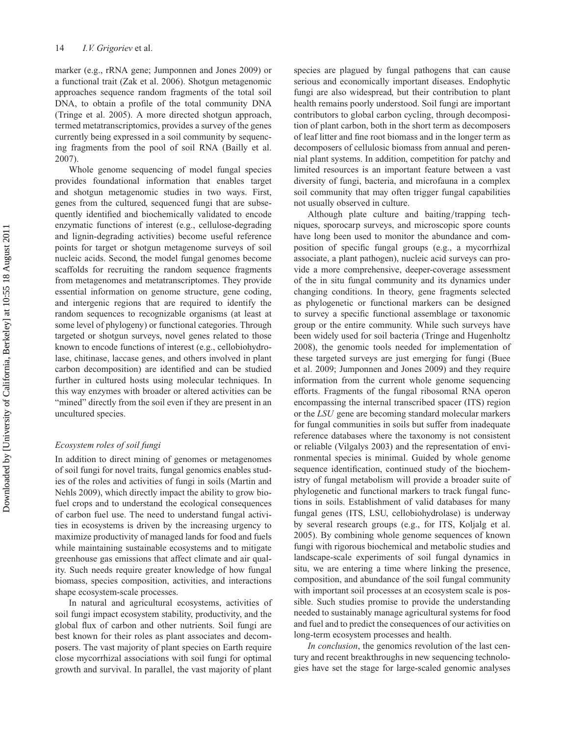marker (e.g., rRNA gene; Jumponnen and Jones 2009) or a functional trait (Zak et al. 2006). Shotgun metagenomic approaches sequence random fragments of the total soil DNA, to obtain a profile of the total community DNA (Tringe et al. 2005). A more directed shotgun approach, termed metatranscriptomics, provides a survey of the genes currently being expressed in a soil community by sequencing fragments from the pool of soil RNA (Bailly et al. 2007).

Whole genome sequencing of model fungal species provides foundational information that enables target and shotgun metagenomic studies in two ways. First, genes from the cultured, sequenced fungi that are subsequently identified and biochemically validated to encode enzymatic functions of interest (e.g., cellulose-degrading and lignin-degrading activities) become useful reference points for target or shotgun metagenome surveys of soil nucleic acids. Second, the model fungal genomes become scaffolds for recruiting the random sequence fragments from metagenomes and metatranscriptomes. They provide essential information on genome structure, gene coding, and intergenic regions that are required to identify the random sequences to recognizable organisms (at least at some level of phylogeny) or functional categories. Through targeted or shotgun surveys, novel genes related to those known to encode functions of interest (e.g., cellobiohydrolase, chitinase, laccase genes, and others involved in plant carbon decomposition) are identified and can be studied further in cultured hosts using molecular techniques. In this way enzymes with broader or altered activities can be "mined" directly from the soil even if they are present in an uncultured species.

### *Ecosystem roles of soil fungi*

In addition to direct mining of genomes or metagenomes of soil fungi for novel traits, fungal genomics enables studies of the roles and activities of fungi in soils (Martin and Nehls 2009), which directly impact the ability to grow biofuel crops and to understand the ecological consequences of carbon fuel use. The need to understand fungal activities in ecosystems is driven by the increasing urgency to maximize productivity of managed lands for food and fuels while maintaining sustainable ecosystems and to mitigate greenhouse gas emissions that affect climate and air quality. Such needs require greater knowledge of how fungal biomass, species composition, activities, and interactions shape ecosystem-scale processes.

In natural and agricultural ecosystems, activities of soil fungi impact ecosystem stability, productivity, and the global flux of carbon and other nutrients. Soil fungi are best known for their roles as plant associates and decomposers. The vast majority of plant species on Earth require close mycorrhizal associations with soil fungi for optimal growth and survival. In parallel, the vast majority of plant species are plagued by fungal pathogens that can cause serious and economically important diseases. Endophytic fungi are also widespread, but their contribution to plant health remains poorly understood. Soil fungi are important contributors to global carbon cycling, through decomposition of plant carbon, both in the short term as decomposers of leaf litter and fine root biomass and in the longer term as decomposers of cellulosic biomass from annual and perennial plant systems. In addition, competition for patchy and limited resources is an important feature between a vast diversity of fungi, bacteria, and microfauna in a complex soil community that may often trigger fungal capabilities not usually observed in culture.

Although plate culture and baiting/trapping techniques, sporocarp surveys, and microscopic spore counts have long been used to monitor the abundance and composition of specific fungal groups (e.g., a mycorrhizal associate, a plant pathogen), nucleic acid surveys can provide a more comprehensive, deeper-coverage assessment of the in situ fungal community and its dynamics under changing conditions. In theory, gene fragments selected as phylogenetic or functional markers can be designed to survey a specific functional assemblage or taxonomic group or the entire community. While such surveys have been widely used for soil bacteria (Tringe and Hugenholtz 2008), the genomic tools needed for implementation of these targeted surveys are just emerging for fungi (Buee et al. 2009; Jumponnen and Jones 2009) and they require information from the current whole genome sequencing efforts. Fragments of the fungal ribosomal RNA operon encompassing the internal transcribed spacer (ITS) region or the *LSU* gene are becoming standard molecular markers for fungal communities in soils but suffer from inadequate reference databases where the taxonomy is not consistent or reliable (Vilgalys 2003) and the representation of environmental species is minimal. Guided by whole genome sequence identification, continued study of the biochemistry of fungal metabolism will provide a broader suite of phylogenetic and functional markers to track fungal functions in soils. Establishment of valid databases for many fungal genes (ITS, LSU, cellobiohydrolase) is underway by several research groups (e.g., for ITS, Koljalg et al. 2005). By combining whole genome sequences of known fungi with rigorous biochemical and metabolic studies and landscape-scale experiments of soil fungal dynamics in situ, we are entering a time where linking the presence, composition, and abundance of the soil fungal community with important soil processes at an ecosystem scale is possible. Such studies promise to provide the understanding needed to sustainably manage agricultural systems for food and fuel and to predict the consequences of our activities on long-term ecosystem processes and health.

*In conclusion*, the genomics revolution of the last century and recent breakthroughs in new sequencing technologies have set the stage for large-scaled genomic analyses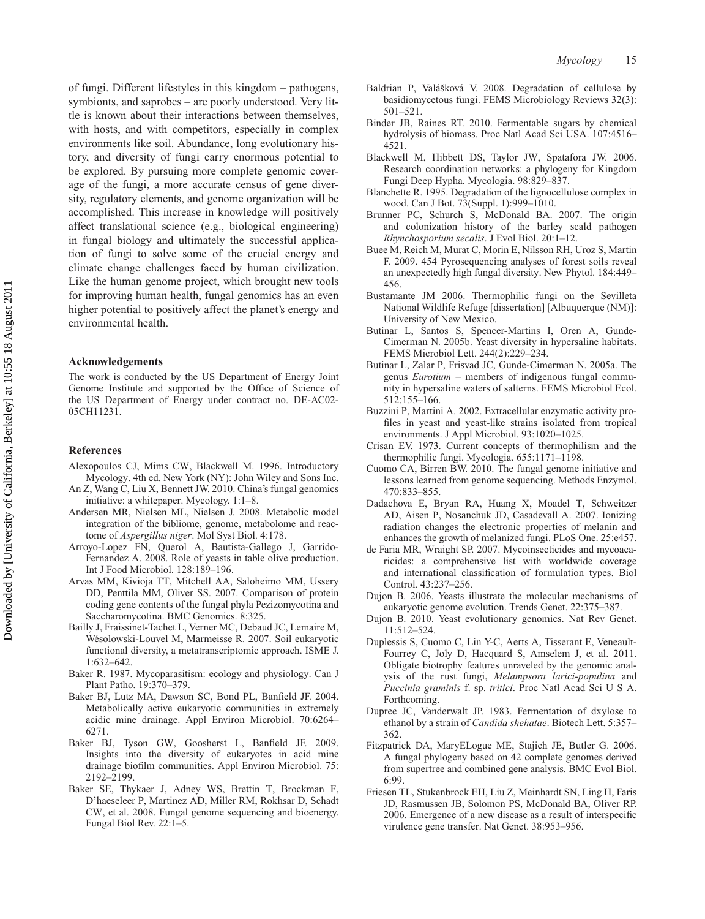of fungi. Different lifestyles in this kingdom – pathogens, symbionts, and saprobes – are poorly understood. Very little is known about their interactions between themselves, with hosts, and with competitors, especially in complex environments like soil. Abundance, long evolutionary history, and diversity of fungi carry enormous potential to be explored. By pursuing more complete genomic coverage of the fungi, a more accurate census of gene diversity, regulatory elements, and genome organization will be accomplished. This increase in knowledge will positively affect translational science (e.g., biological engineering) in fungal biology and ultimately the successful application of fungi to solve some of the crucial energy and climate change challenges faced by human civilization. Like the human genome project, which brought new tools for improving human health, fungal genomics has an even higher potential to positively affect the planet's energy and environmental health.

## Acknowledgements

The work is conducted by the US Department of Energy Joint Genome Institute and supported by the Office of Science of the US Department of Energy under contract no. DE-AC02-05CH11231.

## References

Alexopoulos CJ, Mims CW, Blackwell M. 1996. Introductory Mycology. 4th ed. New York (NY): John Wiley and Sons Inc.

An Z, Wang C, Liu X, Bennett JW. 2010. China's fungal genomics initiative: a whitepaper. Mycology. 1:1–8.

Andersen MR, Nielsen ML, Nielsen J. 2008. Metabolic model integration of the bibliome, genome, metabolome and reactome of *Aspergillus niger*. Mol Syst Biol. 4:178.

Arroyo-Lopez FN, Querol A, Bautista-Gallego J, Garrido-Fernandez A. 2008. Role of yeasts in table olive production. Int J Food Microbiol. 128:189–196.

Arvas MM, Kivioja TT, Mitchell AA, Saloheimo MM, Ussery DD, Penttila MM, Oliver SS. 2007. Comparison of protein coding gene contents of the fungal phyla Pezizomycotina and Saccharomycotina. BMC Genomics. 8:325.

Bailly J, Fraissinet-Tachet L, Verner MC, Debaud JC, Lemaire M, Wésolowski-Louvel M, Marmeisse R. 2007. Soil eukaryotic functional diversity, a metatranscriptomic approach. ISME J. 1:632–642.

Baker R. 1987. Mycoparasitism: ecology and physiology. Can J Plant Patho. 19:370–379.

Baker BJ, Lutz MA, Dawson SC, Bond PL, Banfield JF. 2004. Metabolically active eukaryotic communities in extremely acidic mine drainage. Appl Environ Microbiol. 70:6264–6271.

Baker BJ, Tyson GW, Goosherst L, Banfield JF. 2009. Insights into the diversity of eukaryotes in acid mine drainage biofilm communities. Appl Environ Microbiol. 75: 2192–2199.

Baker SE, Thykaer J, Adney WS, Brettin T, Brockman F, D'haeseleer P, Martinez AD, Miller RM, Rokhsar D, Schadt CW, et al. 2008. Fungal genome sequencing and bioenergy. Fungal Biol Rev. 22:1–5.

Baldrian P, Valášková V. 2008. Degradation of cellulose by basidiomycetous fungi. FEMS Microbiology Reviews 32(3): 501–521.

Binder JB, Raines RT. 2010. Fermentable sugars by chemical hydrolysis of biomass. Proc Natl Acad Sci USA. 107:4516–4521.

Blackwell M, Hibbett DS, Taylor JW, Spatafora JW. 2006. Research coordination networks: a phylogeny for Kingdom Fungi Deep Hypha. Mycologia. 98:829–837.

Blanchette R. 1995. Degradation of the lignocellulose complex in wood. Can J Bot. 73(Suppl. 1):999–1010.

Brunner PC, Schurch S, McDonald BA. 2007. The origin and colonization history of the barley scald pathogen *Rhynchosporium secalis*. J Evol Biol. 20:1–12.

Buee M, Reich M, Murat C, Morin E, Nilsson RH, Uroz S, Martin F. 2009. 454 Pyrosequencing analyses of forest soils reveal an unexpectedly high fungal diversity. New Phytol. 184:449–456.

Bustamante JM 2006. Thermophilic fungi on the Sevilleta National Wildlife Refuge [dissertation] [Albuquerque (NM)]: University of New Mexico.

Butinar L, Santos S, Spencer-Martins I, Oren A, Gunde-Cimerman N. 2005b. Yeast diversity in hypersaline habitats. FEMS Microbiol Lett. 244(2):229–234.

Butinar L, Zalar P, Frisvad JC, Gunde-Cimerman N. 2005a. The genus *Eurotium* – members of indigenous fungal community in hypersaline waters of salterns. FEMS Microbiol Ecol. 512:155–166.

Buzzini P, Martini A. 2002. Extracellular enzymatic activity profiles in yeast and yeast-like strains isolated from tropical environments. J Appl Microbiol. 93:1020–1025.

Crisan EV. 1973. Current concepts of thermophilism and the thermophilic fungi. Mycologia. 655:1171–1198.

Cuomo CA, Birren BW. 2010. The fungal genome initiative and lessons learned from genome sequencing. Methods Enzymol. 470:833–855.

Dadachova E, Bryan RA, Huang X, Moadel T, Schweitzer AD, Aisen P, Nosanchuk JD, Casadevall A. 2007. Ionizing radiation changes the electronic properties of melanin and enhances the growth of melanized fungi. PLoS One. 25:e457.

de Faria MR, Wraight SP. 2007. Mycoinsecticides and mycoacaricides: a comprehensive list with worldwide coverage and international classification of formulation types. Biol Control. 43:237–256.

Dujon B. 2006. Yeasts illustrate the molecular mechanisms of eukaryotic genome evolution. Trends Genet. 22:375–387.

Dujon B. 2010. Yeast evolutionary genomics. Nat Rev Genet. 11:512–524.

Duplessis S, Cuomo C, Lin Y-C, Aerts A, Tisserant E, Veneault-Fourrey C, Joly D, Hacquard S, Amselem J, et al. 2011. Obligate biotrophy features unraveled by the genomic analysis of the rust fungi, *Melampsora larici-populina* and *Puccinia graminis* f. sp. *tritici*. Proc Natl Acad Sci U S A. Forthcoming.

Dupree JC, Vanderwalt JP. 1983. Fermentation of dxylose to ethanol by a strain of *Candida shehatae*. Biotech Lett. 5:357–362.

Fitzpatrick DA, MaryELogue ME, Stajich JE, Butler G. 2006. A fungal phylogeny based on 42 complete genomes derived from supertree and combined gene analysis. BMC Evol Biol. 6:99.

Friesen TL, Stukenbrock EH, Liu Z, Meinhardt SN, Ling H, Faris JD, Rasmussen JB, Solomon PS, McDonald BA, Oliver RP. 2006. Emergence of a new disease as a result of interspecific virulence gene transfer. Nat Genet. 38:953–956.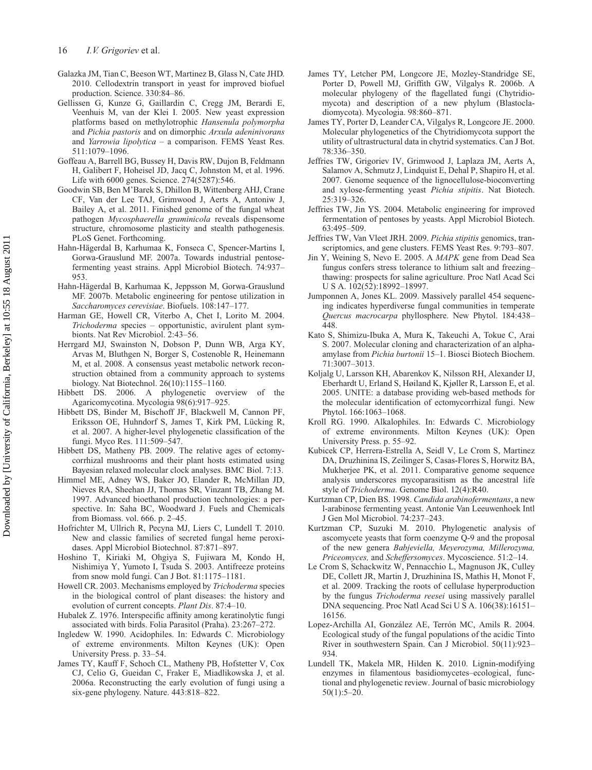Galazka JM, Tian C, Beeson WT, Martinez B, Glass N, Cate JHD. 2010. Cellodextrin transport in yeast for improved biofuel production. Science. 330:84–86.

Gellissen G, Kunze G, Gaillardin C, Cregg JM, Berardi E, Veenhuis M, van der Klei I. 2005. New yeast expression platforms based on methylotrophic *Hansenula polymorpha* and *Pichia pastoris* and on dimorphic *Arxula adeninivorans* and *Yarrowia lipolytica* – a comparison. FEMS Yeast Res. 511:1079–1096.

Goffeau A, Barrell BG, Bussey H, Davis RW, Dujon B, Feldmann H, Galibert F, Hoheisel JD, Jacq C, Johnston M, et al. 1996. Life with 6000 genes. Science. 274(5287):546.

Goodwin SB, Ben M'Barek S, Dhillon B, Wittenberg AHJ, Crane CF, Van der Lee TAJ, Grimwood J, Aerts A, Antoniw J, Bailey A, et al. 2011. Finished genome of the fungal wheat pathogen *Mycosphaerella graminicola* reveals dispensome structure, chromosome plasticity and stealth pathogenesis. PLoS Genet. Forthcoming.

Hahn-Hägerdal B, Karhumaa K, Fonseca C, Spencer-Martins I, Gorwa-Grauslund MF. 2007a. Towards industrial pentose-fermenting yeast strains. Appl Microbiol Biotech. 74:937–953.

Hahn-Hägerdal B, Karhumaa K, Jeppsson M, Gorwa-Grauslund MF. 2007b. Metabolic engineering for pentose utilization in *Saccharomyces cerevisiae*. Biofuels. 108:147–177.

Harman GE, Howell CR, Viterbo A, Chet I, Lorito M. 2004. *Trichoderma* species – opportunistic, avirulent plant symbionts. Nat Rev Microbiol. 2:43–56.

Herrgard MJ, Swainston N, Dobson P, Dunn WB, Arga KY, Arvas M, Bluthgen N, Borger S, Costenoble R, Heinemann M, et al. 2008. A consensus yeast metabolic network reconstruction obtained from a community approach to systems biology. Nat Biotechnol. 26(10):1155–1160.

Hibbett DS. 2006. A phylogenetic overview of the Agaricomycotina. Mycologia 98(6):917–925.

Hibbett DS, Binder M, Bischoff JF, Blackwell M, Cannon PF, Eriksson OE, Huhndorf S, James T, Kirk PM, Lücking R, et al. 2007. A higher-level phylogenetic classification of the fungi. Myco Res. 111:509–547.

Hibbett DS, Matheny PB. 2009. The relative ages of ectomycorrhizal mushrooms and their plant hosts estimated using Bayesian relaxed molecular clock analyses. BMC Biol. 7:13.

Himmel ME, Adney WS, Baker JO, Elander R, McMillan JD, Nieves RA, Sheehan JJ, Thomas SR, Vinzant TB, Zhang M. 1997. Advanced bioethanol production technologies: a perspective. In: Saha BC, Woodward J. Fuels and Chemicals from Biomass. vol. 666. p. 2–45.

Hofrichter M, Ullrich R, Pecyna MJ, Liers C, Lundell T. 2010. New and classic families of secreted fungal heme peroxidases. Appl Microbiol Biotechnol. 87:871–897.

Hoshino T, Kiriaki M, Ohgiya S, Fujiwara M, Kondo H, Nishimiya Y, Yumoto I, Tsuda S. 2003. Antifreeze proteins from snow mold fungi. Can J Bot. 81:1175–1181.

Howell CR. 2003. Mechanisms employed by *Trichoderma* species in the biological control of plant diseases: the history and evolution of current concepts. *Plant Dis*. 87:4–10.

Hubalek Z. 1976. Interspecific affinity among keratinolytic fungi associated with birds. Folia Parasitol (Praha). 23:267–272.

Ingledew W. 1990. Acidophiles. In: Edwards C. Microbiology of extreme environments. Milton Keynes (UK): Open University Press. p. 33–54.

James TY, Kauff F, Schoch CL, Matheny PB, Hofstetter V, Cox CJ, Celio G, Gueidan C, Fraker E, Miadlikowska J, et al. 2006a. Reconstructing the early evolution of fungi using a six-gene phylogeny. Nature. 443:818–822.

James TY, Letcher PM, Longcore JE, Mozley-Standridge SE, Porter D, Powell MJ, Griffith GW, Vilgalys R. 2006b. A molecular phylogeny of the flagellated fungi (Chytridiomycota) and description of a new phylum (Blastocladiomycota). Mycologia. 98:860–871.

James TY, Porter D, Leander CA, Vilgalys R, Longcore JE. 2000. Molecular phylogenetics of the Chytridiomycota support the utility of ultrastructural data in chytrid systematics. Can J Bot. 78:336–350.

Jeffries TW, Grigoriev IV, Grimwood J, Laplaza JM, Aerts A, Salamov A, Schmutz J, Lindquist E, Dehal P, Shapiro H, et al. 2007. Genome sequence of the lignocellulose-bioconverting and xylose-fermenting yeast *Pichia stipitis*. Nat Biotech. 25:319–326.

Jeffries TW, Jin YS. 2004. Metabolic engineering for improved fermentation of pentoses by yeasts. Appl Microbiol Biotech. 63:495–509.

Jeffries TW, Van Vleet JRH. 2009. *Pichia stipitis* genomics, transcriptomics, and gene clusters. FEMS Yeast Res. 9:793–807.

Jin Y, Weining S, Nevo E. 2005. A *MAPK* gene from Dead Sea fungus confers stress tolerance to lithium salt and freezing–thawing: prospects for saline agriculture. Proc Natl Acad Sci U S A. 102(52):18992–18997.

Jumponnen A, Jones KL. 2009. Massively parallel 454 sequencing indicates hyperdiverse fungal communities in temperate *Quercus macrocarpa* phyllosphere. New Phytol. 184:438–448.

Kato S, Shimizu-Ibuka A, Mura K, Takeuchi A, Tokue C, Arai S. 2007. Molecular cloning and characterization of an alpha-amylase from *Pichia burtonii* 15–1. Biosci Biotech Biochem. 71:3007–3013.

Koljalg U, Larsson KH, Abarenkov K, Nilsson RH, Alexander IJ, Eberhardt U, Erland S, Høiland K, Kjøller R, Larsson E, et al. 2005. UNITE: a database providing web-based methods for the molecular identification of ectomycorrhizal fungi. New Phytol. 166:1063–1068.

Kroll RG. 1990. Alkalophiles. In: Edwards C. Microbiology of extreme environments. Milton Keynes (UK): Open University Press. p. 55–92.

Kubicek CP, Herrera-Estrella A, Seidl V, Le Crom S, Martinez DA, Druzhinina IS, Zeilinger S, Casas-Flores S, Horwitz BA, Mukherjee PK, et al. 2011. Comparative genome sequence analysis underscores mycoparasitism as the ancestral life style of *Trichoderma*. Genome Biol. 12(4):R40.

Kurtzman CP, Dien BS. 1998. *Candida arabinofermentans*, a new l-arabinose fermenting yeast. Antonie Van Leeuwenhoek Intl J Gen Mol Microbiol. 74:237–243.

Kurtzman CP, Suzuki M. 2010. Phylogenetic analysis of ascomycete yeasts that form coenzyme Q-9 and the proposal of the new genera *Babjeviella, Meyerozyma, Millerozyma, Priceomyces,* and *Scheffersomyces*. Mycoscience. 51:2–14.

Le Crom S, Schackwitz W, Pennacchio L, Magnuson JK, Culley DE, Collett JR, Martin J, Druzhinina IS, Mathis H, Monot F, et al. 2009. Tracking the roots of cellulase hyperproduction by the fungus *Trichoderma reesei* using massively parallel DNA sequencing. Proc Natl Acad Sci U S A. 106(38):16151–16156.

Lopez-Archilla AI, González AE, Terrón MC, Amils R. 2004. Ecological study of the fungal populations of the acidic Tinto River in southwestern Spain. Can J Microbiol. 50(11):923–934.

Lundell TK, Makela MR, Hilden K. 2010. Lignin-modifying enzymes in filamentous basidiomycetes–ecological, functional and phylogenetic review. Journal of basic microbiology 50(1):5–20.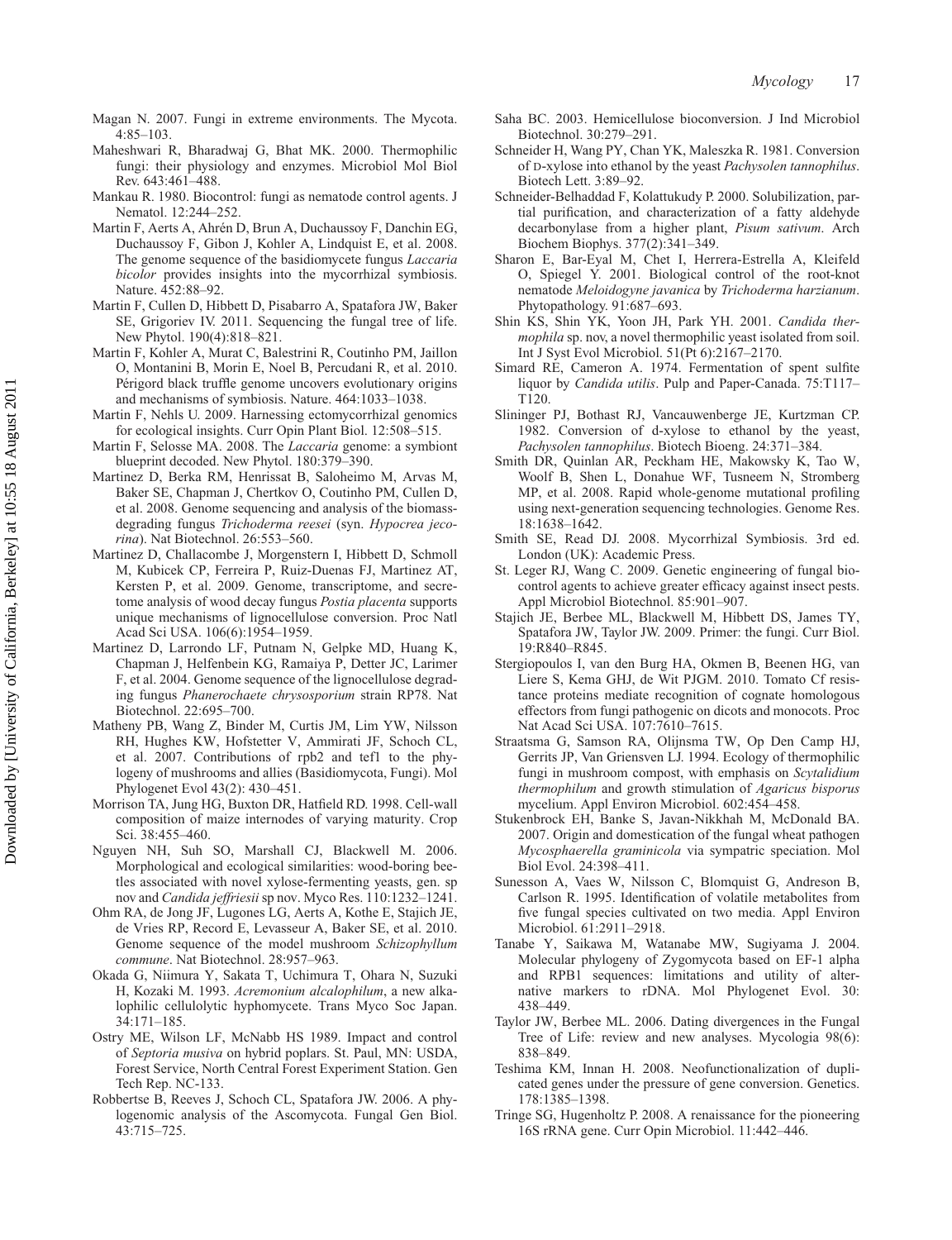Magan N. 2007. Fungi in extreme environments. The Mycota. 4:85–103.

Maheshwari R, Bharadwaj G, Bhat MK. 2000. Thermophilic fungi: their physiology and enzymes. Microbiol Mol Biol Rev. 643:461–488.

Mankau R. 1980. Biocontrol: fungi as nematode control agents. J Nematol. 12:244–252.

Martin F, Aerts A, Ahrén D, Brun A, Duchaussoy F, Danchin EG, Duchaussoy F, Gibon J, Kohler A, Lindquist E, et al. 2008. The genome sequence of the basidiomycete fungus *Laccaria bicolor* provides insights into the mycorrhizal symbiosis. Nature. 452:88–92.

Martin F, Cullen D, Hibbett D, Pisabarro A, Spatafora JW, Baker SE, Grigoriev IV. 2011. Sequencing the fungal tree of life. New Phytol. 190(4):818–821.

Martin F, Kohler A, Murat C, Balestrini R, Coutinho PM, Jaillon O, Montanini B, Morin E, Noel B, Percudani R, et al. 2010. Périgord black truffle genome uncovers evolutionary origins and mechanisms of symbiosis. Nature. 464:1033–1038.

Martin F, Nehls U. 2009. Harnessing ectomycorrhizal genomics for ecological insights. Curr Opin Plant Biol. 12:508–515.

Martin F, Selosse MA. 2008. The *Laccaria* genome: a symbiont blueprint decoded. New Phytol. 180:379–390.

Martinez D, Berka RM, Henrissat B, Saloheimo M, Arvas M, Baker SE, Chapman J, Chertkov O, Coutinho PM, Cullen D, et al. 2008. Genome sequencing and analysis of the biomass-degrading fungus *Trichoderma reesei* (syn. *Hypocrea jecorina*). Nat Biotechnol. 26:553–560.

Martinez D, Challacombe J, Morgenstern I, Hibbett D, Schmoll M, Kubicek CP, Ferreira P, Ruiz-Duenas FJ, Martinez AT, Kersten P, et al. 2009. Genome, transcriptome, and secretome analysis of wood decay fungus *Postia placenta* supports unique mechanisms of lignocellulose conversion. Proc Natl Acad Sci USA. 106(6):1954–1959.

Martinez D, Larrondo LF, Putnam N, Gelpke MD, Huang K, Chapman J, Helfenbein KG, Ramaiya P, Detter JC, Larimer F, et al. 2004. Genome sequence of the lignocellulose degrading fungus *Phanerochaete chrysosporium* strain RP78. Nat Biotechnol. 22:695–700.

Matheny PB, Wang Z, Binder M, Curtis JM, Lim YW, Nilsson RH, Hughes KW, Hofstetter V, Ammirati JF, Schoch CL, et al. 2007. Contributions of rpb2 and tef1 to the phylogeny of mushrooms and allies (Basidiomycota, Fungi). Mol Phylogenet Evol 43(2): 430–451.

Morrison TA, Jung HG, Buxton DR, Hatfield RD. 1998. Cell-wall composition of maize internodes of varying maturity. Crop Sci. 38:455–460.

Nguyen NH, Suh SO, Marshall CJ, Blackwell M. 2006. Morphological and ecological similarities: wood-boring beetles associated with novel xylose-fermenting yeasts, gen. sp nov and *Candida jeffriesii* sp nov. Myco Res. 110:1232–1241.

Ohm RA, de Jong JF, Lugones LG, Aerts A, Kothe E, Stajich JE, de Vries RP, Record E, Levasseur A, Baker SE, et al. 2010. Genome sequence of the model mushroom *Schizophyllum commune*. Nat Biotechnol. 28:957–963.

Okada G, Niimura Y, Sakata T, Uchimura T, Ohara N, Suzuki H, Kozaki M. 1993. *Acremonium alcalophilum*, a new alkalophilic cellulolytic hyphomycete. Trans Myco Soc Japan. 34:171–185.

Ostry ME, Wilson LF, McNabb HS 1989. Impact and control of *Septoria musiva* on hybrid poplars. St. Paul, MN: USDA, Forest Service, North Central Forest Experiment Station. Gen Tech Rep. NC-133.

Robbertse B, Reeves J, Schoch CL, Spatafora JW. 2006. A phylogenomic analysis of the Ascomycota. Fungal Gen Biol. 43:715–725.

Saha BC. 2003. Hemicellulose bioconversion. J Ind Microbiol Biotechnol. 30:279–291.

Schneider H, Wang PY, Chan YK, Maleszka R. 1981. Conversion of D-xylose into ethanol by the yeast *Pachysolen tannophilus*. Biotech Lett. 3:89–92.

Schneider-Belhaddad F, Kolattukudy P. 2000. Solubilization, partial purification, and characterization of a fatty aldehyde decarbonylase from a higher plant, *Pisum sativum*. Arch Biochem Biophys. 377(2):341–349.

Sharon E, Bar-Eyal M, Chet I, Herrera-Estrella A, Kleifeld O, Spiegel Y. 2001. Biological control of the root-knot nematode *Meloidogyne javanica* by *Trichoderma harzianum*. Phytopathology. 91:687–693.

Shin KS, Shin YK, Yoon JH, Park YH. 2001. *Candida thermophila* sp. nov, a novel thermophilic yeast isolated from soil. Int J Syst Evol Microbiol. 51(Pt 6):2167–2170.

Simard RE, Cameron A. 1974. Fermentation of spent sulfite liquor by *Candida utilis*. Pulp and Paper-Canada. 75:T117–T120.

Slininger PJ, Bothast RJ, Vancauwenberge JE, Kurtzman CP. 1982. Conversion of d-xylose to ethanol by the yeast, *Pachysolen tannophilus*. Biotech Bioeng. 24:371–384.

Smith DR, Quinlan AR, Peckham HE, Makowsky K, Tao W, Woolf B, Shen L, Donahue WF, Tusneem N, Stromberg MP, et al. 2008. Rapid whole-genome mutational profiling using next-generation sequencing technologies. Genome Res. 18:1638–1642.

Smith SE, Read DJ. 2008. Mycorrhizal Symbiosis. 3rd ed. London (UK): Academic Press.

St. Leger RJ, Wang C. 2009. Genetic engineering of fungal biocontrol agents to achieve greater efficacy against insect pests. Appl Microbiol Biotechnol. 85:901–907.

Stajich JE, Berbee ML, Blackwell M, Hibbett DS, James TY, Spatafora JW, Taylor JW. 2009. Primer: the fungi. Curr Biol. 19:R840–R845.

Stergiopoulos I, van den Burg HA, Okmen B, Beenen HG, van Liere S, Kema GHJ, de Wit PJGM. 2010. Tomato Cf resistance proteins mediate recognition of cognate homologous effectors from fungi pathogenic on dicots and monocots. Proc Nat Acad Sci USA. 107:7610–7615.

Straatsma G, Samson RA, Olijnsma TW, Op Den Camp HJ, Gerrits JP, Van Griensven LJ. 1994. Ecology of thermophilic fungi in mushroom compost, with emphasis on *Scytalidium thermophilum* and growth stimulation of *Agaricus bisporus* mycelium. Appl Environ Microbiol. 602:454–458.

Stukenbrock EH, Banke S, Javan-Nikkhah M, McDonald BA. 2007. Origin and domestication of the fungal wheat pathogen *Mycosphaerella graminicola* via sympatric speciation. Mol Biol Evol. 24:398–411.

Sunesson A, Vaes W, Nilsson C, Blomquist G, Andreson B, Carlson R. 1995. Identification of volatile metabolites from five fungal species cultivated on two media. Appl Environ Microbiol. 61:2911–2918.

Tanabe Y, Saikawa M, Watanabe MW, Sugiyama J. 2004. Molecular phylogeny of Zygomycota based on EF-1 alpha and RPB1 sequences: limitations and utility of alternative markers to rDNA. Mol Phylogenet Evol. 30: 438–449.

Taylor JW, Berbee ML. 2006. Dating divergences in the Fungal Tree of Life: review and new analyses. Mycologia 98(6): 838–849.

Teshima KM, Innan H. 2008. Neofunctionalization of duplicated genes under the pressure of gene conversion. Genetics. 178:1385–1398.

Tringe SG, Hugenholtz P. 2008. A renaissance for the pioneering 16S rRNA gene. Curr Opin Microbiol. 11:442–446.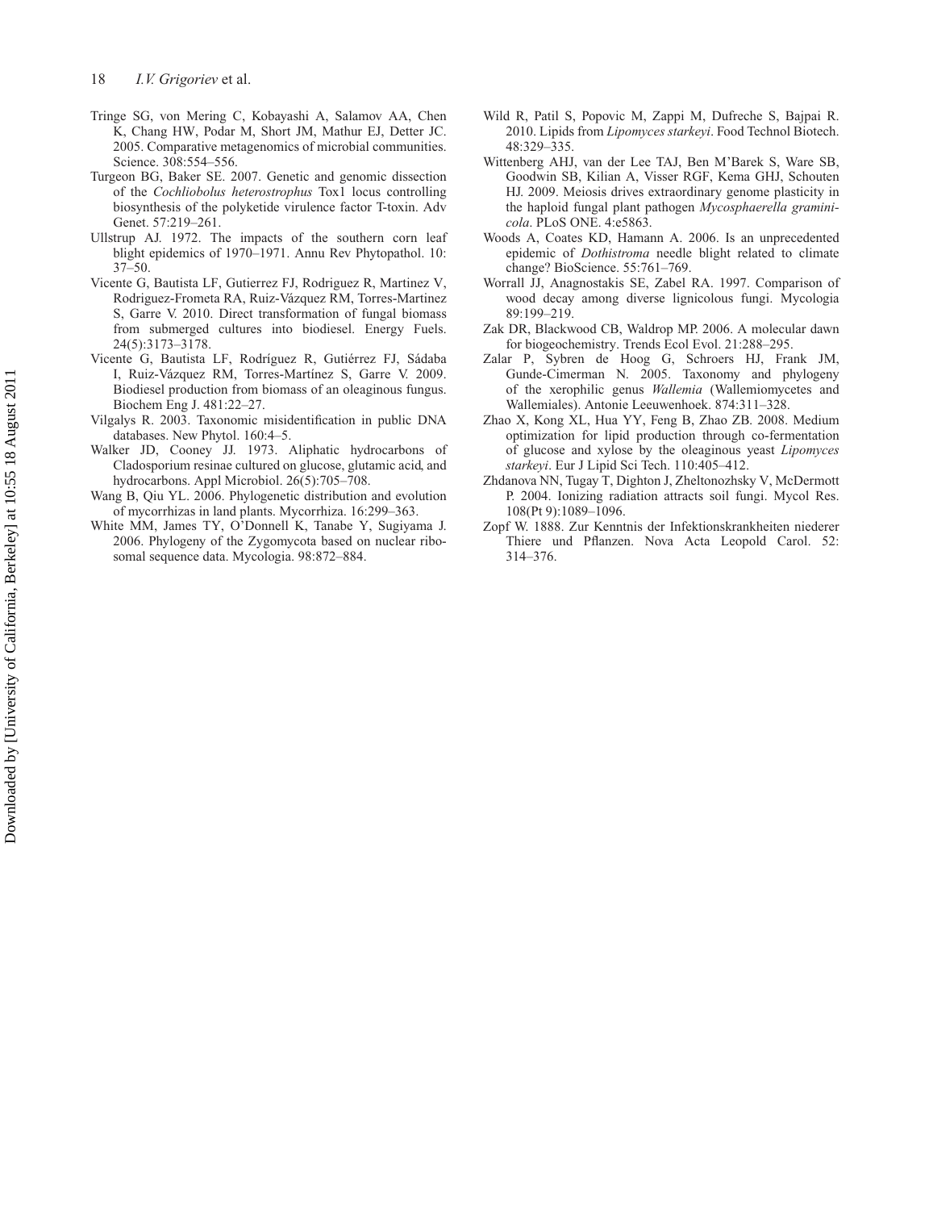Tringe SG, von Mering C, Kobayashi A, Salamov AA, Chen K, Chang HW, Podar M, Short JM, Mathur EJ, Detter JC. 2005. Comparative metagenomics of microbial communities. Science. 308:554–556.

Turgeon BG, Baker SE. 2007. Genetic and genomic dissection of the *Cochliobolus heterostrophus* Tox1 locus controlling biosynthesis of the polyketide virulence factor T-toxin. Adv Genet. 57:219–261.

Ullstrup AJ. 1972. The impacts of the southern corn leaf blight epidemics of 1970–1971. Annu Rev Phytopathol. 10: 37–50.

Vicente G, Bautista LF, Gutierrez FJ, Rodriguez R, Martinez V, Rodriguez-Frometa RA, Ruiz-Vázquez RM, Torres-Martinez S, Garre V. 2010. Direct transformation of fungal biomass from submerged cultures into biodiesel. Energy Fuels. 24(5):3173–3178.

Vicente G, Bautista LF, Rodríguez R, Gutiérrez FJ, Sádaba I, Ruiz-Vázquez RM, Torres-Martínez S, Garre V. 2009. Biodiesel production from biomass of an oleaginous fungus. Biochem Eng J. 481:22–27.

Vilgalys R. 2003. Taxonomic misidentification in public DNA databases. New Phytol. 160:4–5.

Walker JD, Cooney JJ. 1973. Aliphatic hydrocarbons of Cladosporium resinae cultured on glucose, glutamic acid, and hydrocarbons. Appl Microbiol. 26(5):705–708.

Wang B, Qiu YL. 2006. Phylogenetic distribution and evolution of mycorrhizas in land plants. Mycorrhiza. 16:299–363.

White MM, James TY, O'Donnell K, Tanabe Y, Sugiyama J. 2006. Phylogeny of the Zygomycota based on nuclear ribosomal sequence data. Mycologia. 98:872–884.

Wild R, Patil S, Popovic M, Zappi M, Dufreche S, Bajpai R. 2010. Lipids from *Lipomyces starkeyi*. Food Technol Biotech. 48:329–335.

Wittenberg AHJ, van der Lee TAJ, Ben M'Barek S, Ware SB, Goodwin SB, Kilian A, Visser RGF, Kema GHJ, Schouten HJ. 2009. Meiosis drives extraordinary genome plasticity in the haploid fungal plant pathogen *Mycosphaerella graminicola*. PLoS ONE. 4:e5863.

Woods A, Coates KD, Hamann A. 2006. Is an unprecedented epidemic of *Dothistroma* needle blight related to climate change? BioScience. 55:761–769.

Worrall JJ, Anagnostakis SE, Zabel RA. 1997. Comparison of wood decay among diverse lignicolous fungi. Mycologia 89:199–219.

Zak DR, Blackwood CB, Waldrop MP. 2006. A molecular dawn for biogeochemistry. Trends Ecol Evol. 21:288–295.

Zalar P, Sybren de Hoog G, Schroers HJ, Frank JM, Gunde-Cimerman N. 2005. Taxonomy and phylogeny of the xerophilic genus *Wallemia* (Wallemiomycetes and Wallemiales). Antonie Leeuwenhoek. 874:311–328.

Zhao X, Kong XL, Hua YY, Feng B, Zhao ZB. 2008. Medium optimization for lipid production through co-fermentation of glucose and xylose by the oleaginous yeast *Lipomyces starkeyi*. Eur J Lipid Sci Tech. 110:405–412.

Zhdanova NN, Tugay T, Dighton J, Zheltonozhsky V, McDermott P. 2004. Ionizing radiation attracts soil fungi. Mycol Res. 108(Pt 9):1089–1096.

Zopf W. 1888. Zur Kenntnis der Infektionskrankheiten niederer Thiere und Pflanzen. Nova Acta Leopold Carol. 52: 314–376.